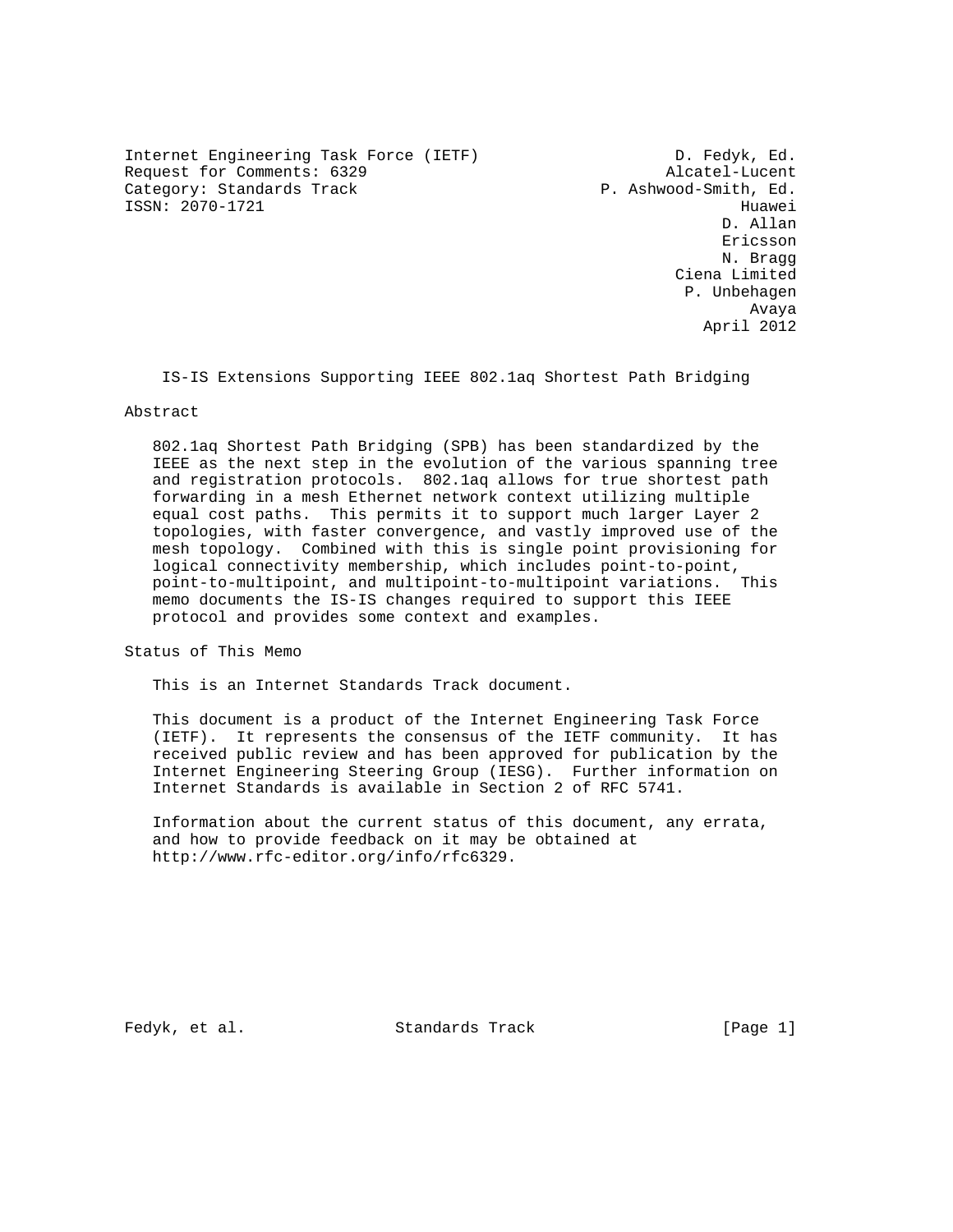Internet Engineering Task Force (IETF)  D. Fedyk, Ed.
Request for Comments: 6329  Alcatel-Lucent
Category: Standards Track  P. Ashwood-Smith, Ed.
ISSN: 2070-1721  Huawei
D. Allan
Ericsson
N. Bragg
Ciena Limited
P. Unbehagen
Avaya
April 2012

# IS-IS Extensions Supporting IEEE 802.1aq Shortest Path Bridging

## Abstract

802.1aq Shortest Path Bridging (SPB) has been standardized by the IEEE as the next step in the evolution of the various spanning tree and registration protocols. 802.1aq allows for true shortest path forwarding in a mesh Ethernet network context utilizing multiple equal cost paths. This permits it to support much larger Layer 2 topologies, with faster convergence, and vastly improved use of the mesh topology. Combined with this is single point provisioning for logical connectivity membership, which includes point-to-point, point-to-multipoint, and multipoint-to-multipoint variations. This memo documents the IS-IS changes required to support this IEEE protocol and provides some context and examples.

## Status of This Memo

This is an Internet Standards Track document.

This document is a product of the Internet Engineering Task Force (IETF). It represents the consensus of the IETF community. It has received public review and has been approved for publication by the Internet Engineering Steering Group (IESG). Further information on Internet Standards is available in Section 2 of RFC 5741.

Information about the current status of this document, any errata, and how to provide feedback on it may be obtained at http://www.rfc-editor.org/info/rfc6329.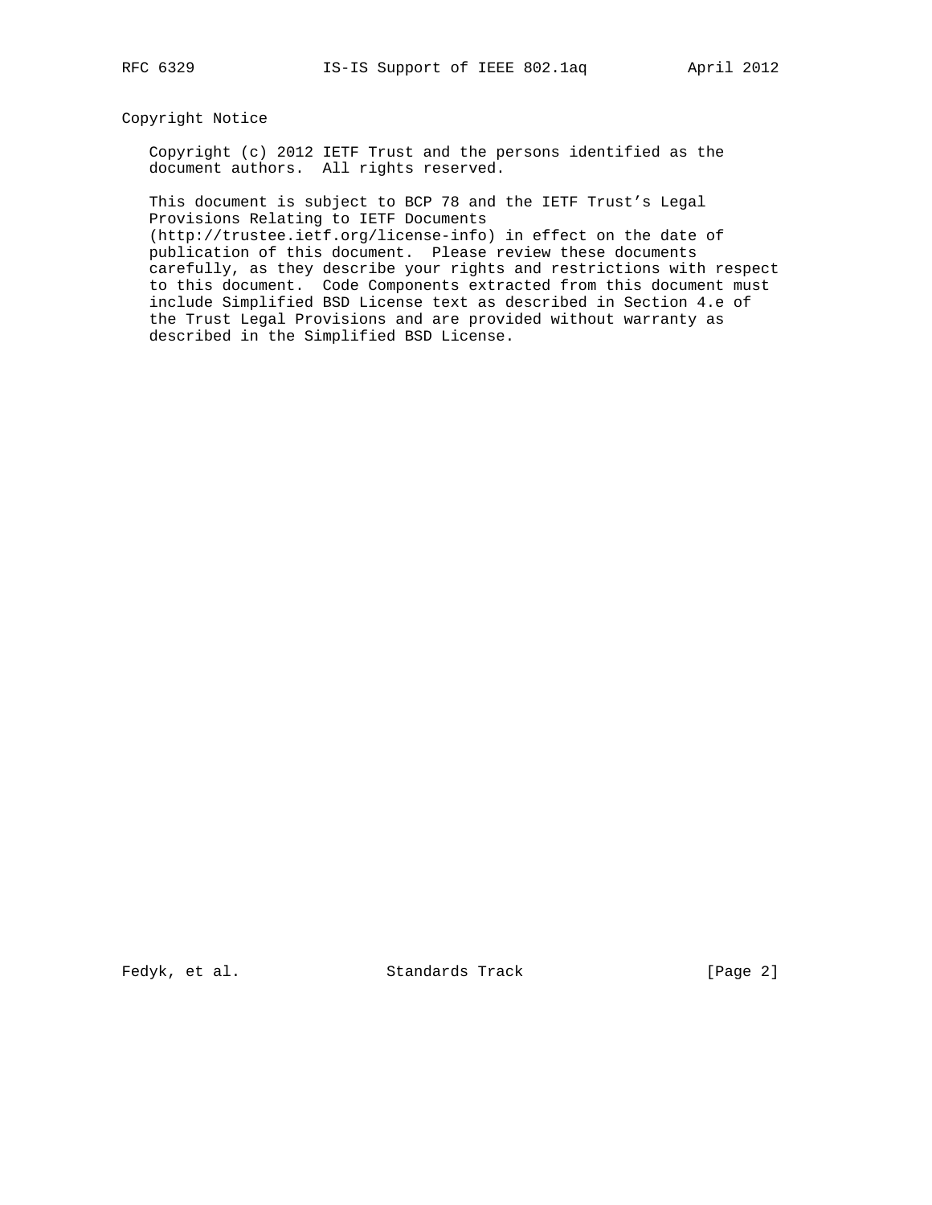## Copyright Notice

Copyright (c) 2012 IETF Trust and the persons identified as the document authors. All rights reserved.

This document is subject to BCP 78 and the IETF Trust's Legal Provisions Relating to IETF Documents (http://trustee.ietf.org/license-info) in effect on the date of publication of this document. Please review these documents carefully, as they describe your rights and restrictions with respect to this document. Code Components extracted from this document must include Simplified BSD License text as described in Section 4.e of the Trust Legal Provisions and are provided without warranty as described in the Simplified BSD License.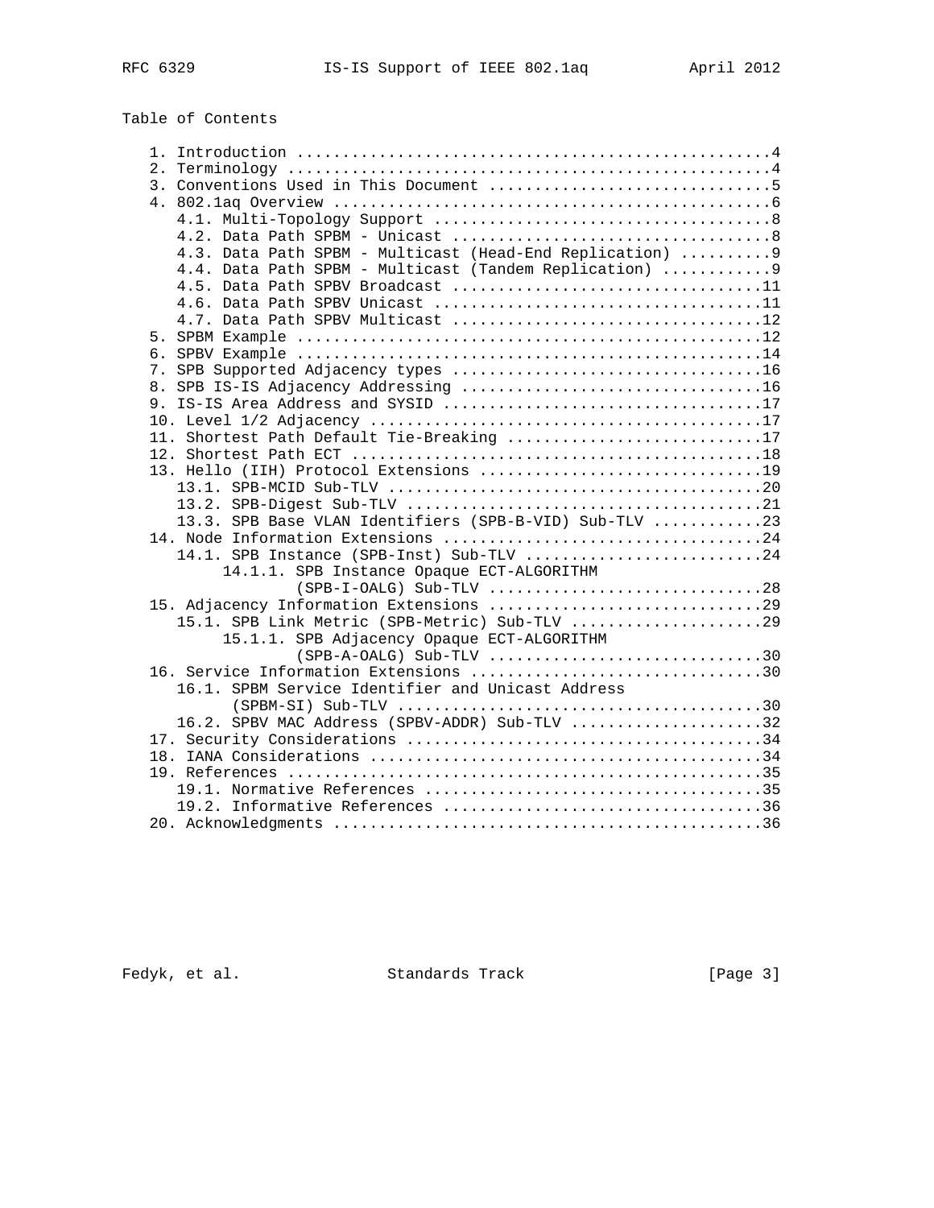Table of Contents

```
   1. Introduction ....................................................4
   2. Terminology .....................................................4
   3. Conventions Used in This Document ...............................5
   4. 802.1aq Overview ................................................6
      4.1. Multi-Topology Support .....................................8
      4.2. Data Path SPBM - Unicast ...................................8
      4.3. Data Path SPBM - Multicast (Head-End Replication) ..........9
      4.4. Data Path SPBM - Multicast (Tandem Replication) ............9
      4.5. Data Path SPBV Broadcast ..................................11
      4.6. Data Path SPBV Unicast ....................................11
      4.7. Data Path SPBV Multicast ..................................12
   5. SPBM Example ...................................................12
   6. SPBV Example ...................................................14
   7. SPB Supported Adjacency types ..................................16
   8. SPB IS-IS Adjacency Addressing .................................16
   9. IS-IS Area Address and SYSID ...................................17
   10. Level 1/2 Adjacency ...........................................17
   11. Shortest Path Default Tie-Breaking ............................17
   12. Shortest Path ECT .............................................18
   13. Hello (IIH) Protocol Extensions ...............................19
      13.1. SPB-MCID Sub-TLV .........................................20
      13.2. SPB-Digest Sub-TLV .......................................21
      13.3. SPB Base VLAN Identifiers (SPB-B-VID) Sub-TLV ............23
   14. Node Information Extensions ...................................24
      14.1. SPB Instance (SPB-Inst) Sub-TLV ..........................24
           14.1.1. SPB Instance Opaque ECT-ALGORITHM
                   (SPB-I-OALG) Sub-TLV ..............................28
   15. Adjacency Information Extensions ..............................29
      15.1. SPB Link Metric (SPB-Metric) Sub-TLV .....................29
           15.1.1. SPB Adjacency Opaque ECT-ALGORITHM
                   (SPB-A-OALG) Sub-TLV ..............................30
   16. Service Information Extensions ................................30
      16.1. SPBM Service Identifier and Unicast Address
            (SPBM-SI) Sub-TLV ........................................30
      16.2. SPBV MAC Address (SPBV-ADDR) Sub-TLV .....................32
   17. Security Considerations .......................................34
   18. IANA Considerations ...........................................34
   19. References ....................................................35
      19.1. Normative References .....................................35
      19.2. Informative References ...................................36
   20. Acknowledgments ...............................................36
```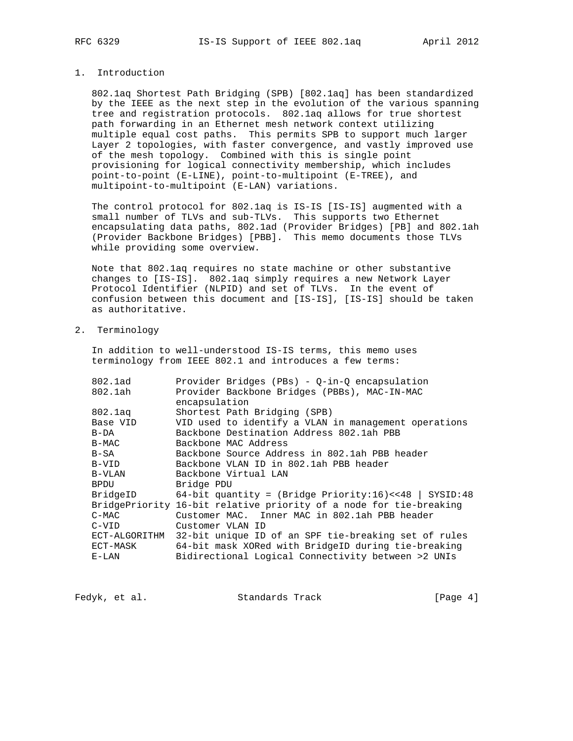## 1. Introduction

802.1aq Shortest Path Bridging (SPB) [802.1aq] has been standardized by the IEEE as the next step in the evolution of the various spanning tree and registration protocols. 802.1aq allows for true shortest path forwarding in an Ethernet mesh network context utilizing multiple equal cost paths. This permits SPB to support much larger Layer 2 topologies, with faster convergence, and vastly improved use of the mesh topology. Combined with this is single point provisioning for logical connectivity membership, which includes point-to-point (E-LINE), point-to-multipoint (E-TREE), and multipoint-to-multipoint (E-LAN) variations.

The control protocol for 802.1aq is IS-IS [IS-IS] augmented with a small number of TLVs and sub-TLVs. This supports two Ethernet encapsulating data paths, 802.1ad (Provider Bridges) [PB] and 802.1ah (Provider Backbone Bridges) [PBB]. This memo documents those TLVs while providing some overview.

Note that 802.1aq requires no state machine or other substantive changes to [IS-IS]. 802.1aq simply requires a new Network Layer Protocol Identifier (NLPID) and set of TLVs. In the event of confusion between this document and [IS-IS], [IS-IS] should be taken as authoritative.

## 2. Terminology

In addition to well-understood IS-IS terms, this memo uses terminology from IEEE 802.1 and introduces a few terms:

| Term | Definition |
|---|---|
| 802.1ad | Provider Bridges (PBs) - Q-in-Q encapsulation |
| 802.1ah | Provider Backbone Bridges (PBBs), MAC-IN-MAC encapsulation |
| 802.1aq | Shortest Path Bridging (SPB) |
| Base VID | VID used to identify a VLAN in management operations |
| B-DA | Backbone Destination Address 802.1ah PBB |
| B-MAC | Backbone MAC Address |
| B-SA | Backbone Source Address in 802.1ah PBB header |
| B-VID | Backbone VLAN ID in 802.1ah PBB header |
| B-VLAN | Backbone Virtual LAN |
| BPDU | Bridge PDU |
| BridgeID | 64-bit quantity = (Bridge Priority:16)<<48 \| SYSID:48 |
| BridgePriority | 16-bit relative priority of a node for tie-breaking |
| C-MAC | Customer MAC. Inner MAC in 802.1ah PBB header |
| C-VID | Customer VLAN ID |
| ECT-ALGORITHM | 32-bit unique ID of an SPF tie-breaking set of rules |
| ECT-MASK | 64-bit mask XORed with BridgeID during tie-breaking |
| E-LAN | Bidirectional Logical Connectivity between >2 UNIs |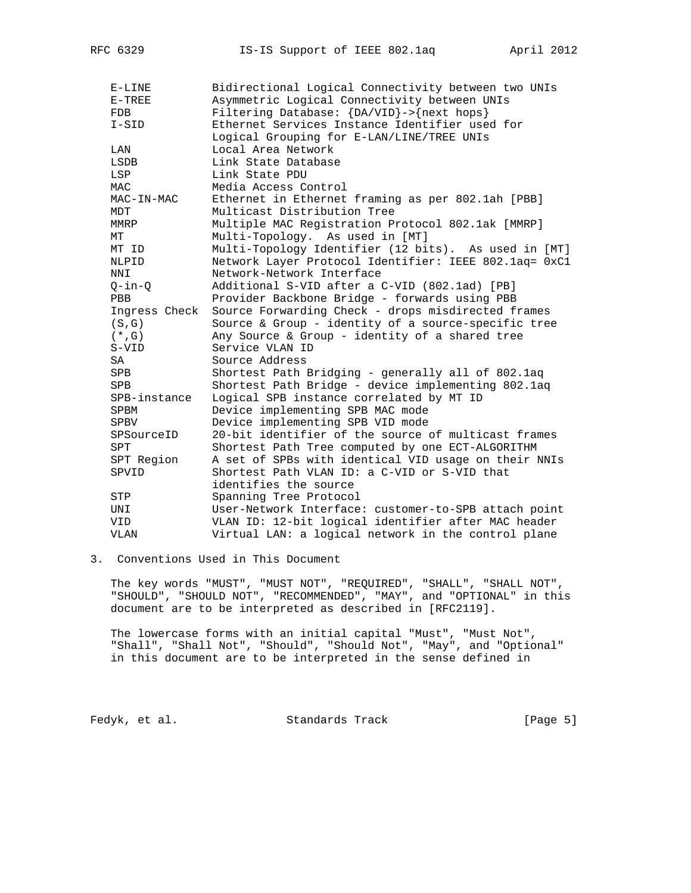| | |
|---|---|
| E-LINE | Bidirectional Logical Connectivity between two UNIs |
| E-TREE | Asymmetric Logical Connectivity between UNIs |
| FDB | Filtering Database: {DA/VID}->{next hops} |
| I-SID | Ethernet Services Instance Identifier used for Logical Grouping for E-LAN/LINE/TREE UNIs |
| LAN | Local Area Network |
| LSDB | Link State Database |
| LSP | Link State PDU |
| MAC | Media Access Control |
| MAC-IN-MAC | Ethernet in Ethernet framing as per 802.1ah [PBB] |
| MDT | Multicast Distribution Tree |
| MMRP | Multiple MAC Registration Protocol 802.1ak [MMRP] |
| MT | Multi-Topology. As used in [MT] |
| MT ID | Multi-Topology Identifier (12 bits). As used in [MT] |
| NLPID | Network Layer Protocol Identifier: IEEE 802.1aq= 0xC1 |
| NNI | Network-Network Interface |
| Q-in-Q | Additional S-VID after a C-VID (802.1ad) [PB] |
| PBB | Provider Backbone Bridge - forwards using PBB |
| Ingress Check | Source Forwarding Check - drops misdirected frames |
| (S,G) | Source & Group - identity of a source-specific tree |
| (*,G) | Any Source & Group - identity of a shared tree |
| S-VID | Service VLAN ID |
| SA | Source Address |
| SPB | Shortest Path Bridging - generally all of 802.1aq |
| SPB | Shortest Path Bridge - device implementing 802.1aq |
| SPB-instance | Logical SPB instance correlated by MT ID |
| SPBM | Device implementing SPB MAC mode |
| SPBV | Device implementing SPB VID mode |
| SPSourceID | 20-bit identifier of the source of multicast frames |
| SPT | Shortest Path Tree computed by one ECT-ALGORITHM |
| SPT Region | A set of SPBs with identical VID usage on their NNIs |
| SPVID | Shortest Path VLAN ID: a C-VID or S-VID that identifies the source |
| STP | Spanning Tree Protocol |
| UNI | User-Network Interface: customer-to-SPB attach point |
| VID | VLAN ID: 12-bit logical identifier after MAC header |
| VLAN | Virtual LAN: a logical network in the control plane |

## 3. Conventions Used in This Document

The key words "MUST", "MUST NOT", "REQUIRED", "SHALL", "SHALL NOT", "SHOULD", "SHOULD NOT", "RECOMMENDED", "MAY", and "OPTIONAL" in this document are to be interpreted as described in [RFC2119].

The lowercase forms with an initial capital "Must", "Must Not", "Shall", "Shall Not", "Should", "Should Not", "May", and "Optional" in this document are to be interpreted in the sense defined in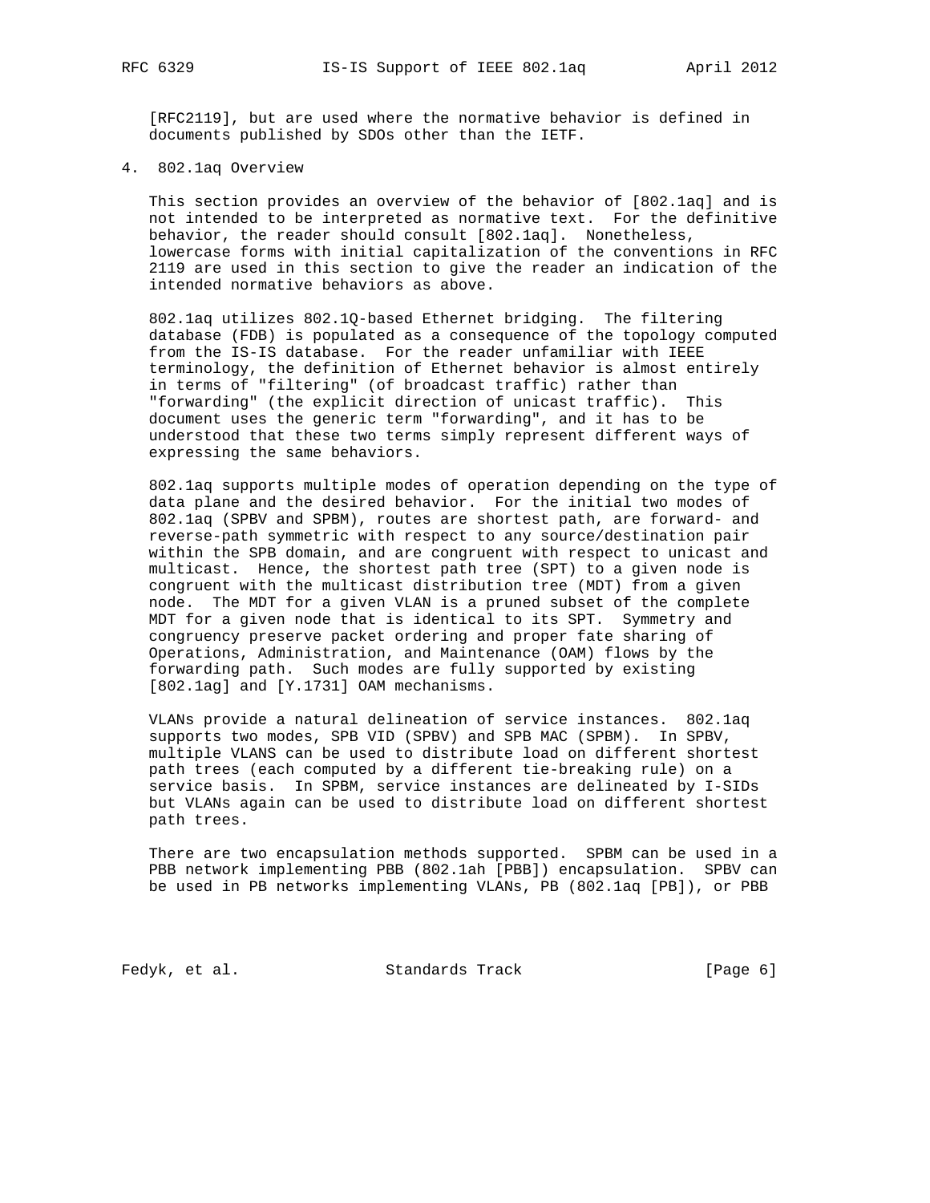[RFC2119], but are used where the normative behavior is defined in documents published by SDOs other than the IETF.

## 4. 802.1aq Overview

This section provides an overview of the behavior of [802.1aq] and is not intended to be interpreted as normative text. For the definitive behavior, the reader should consult [802.1aq]. Nonetheless, lowercase forms with initial capitalization of the conventions in RFC 2119 are used in this section to give the reader an indication of the intended normative behaviors as above.

802.1aq utilizes 802.1Q-based Ethernet bridging. The filtering database (FDB) is populated as a consequence of the topology computed from the IS-IS database. For the reader unfamiliar with IEEE terminology, the definition of Ethernet behavior is almost entirely in terms of "filtering" (of broadcast traffic) rather than "forwarding" (the explicit direction of unicast traffic). This document uses the generic term "forwarding", and it has to be understood that these two terms simply represent different ways of expressing the same behaviors.

802.1aq supports multiple modes of operation depending on the type of data plane and the desired behavior. For the initial two modes of 802.1aq (SPBV and SPBM), routes are shortest path, are forward- and reverse-path symmetric with respect to any source/destination pair within the SPB domain, and are congruent with respect to unicast and multicast. Hence, the shortest path tree (SPT) to a given node is congruent with the multicast distribution tree (MDT) from a given node. The MDT for a given VLAN is a pruned subset of the complete MDT for a given node that is identical to its SPT. Symmetry and congruency preserve packet ordering and proper fate sharing of Operations, Administration, and Maintenance (OAM) flows by the forwarding path. Such modes are fully supported by existing [802.1ag] and [Y.1731] OAM mechanisms.

VLANs provide a natural delineation of service instances. 802.1aq supports two modes, SPB VID (SPBV) and SPB MAC (SPBM). In SPBV, multiple VLANS can be used to distribute load on different shortest path trees (each computed by a different tie-breaking rule) on a service basis. In SPBM, service instances are delineated by I-SIDs but VLANs again can be used to distribute load on different shortest path trees.

There are two encapsulation methods supported. SPBM can be used in a PBB network implementing PBB (802.1ah [PBB]) encapsulation. SPBV can be used in PB networks implementing VLANs, PB (802.1aq [PB]), or PBB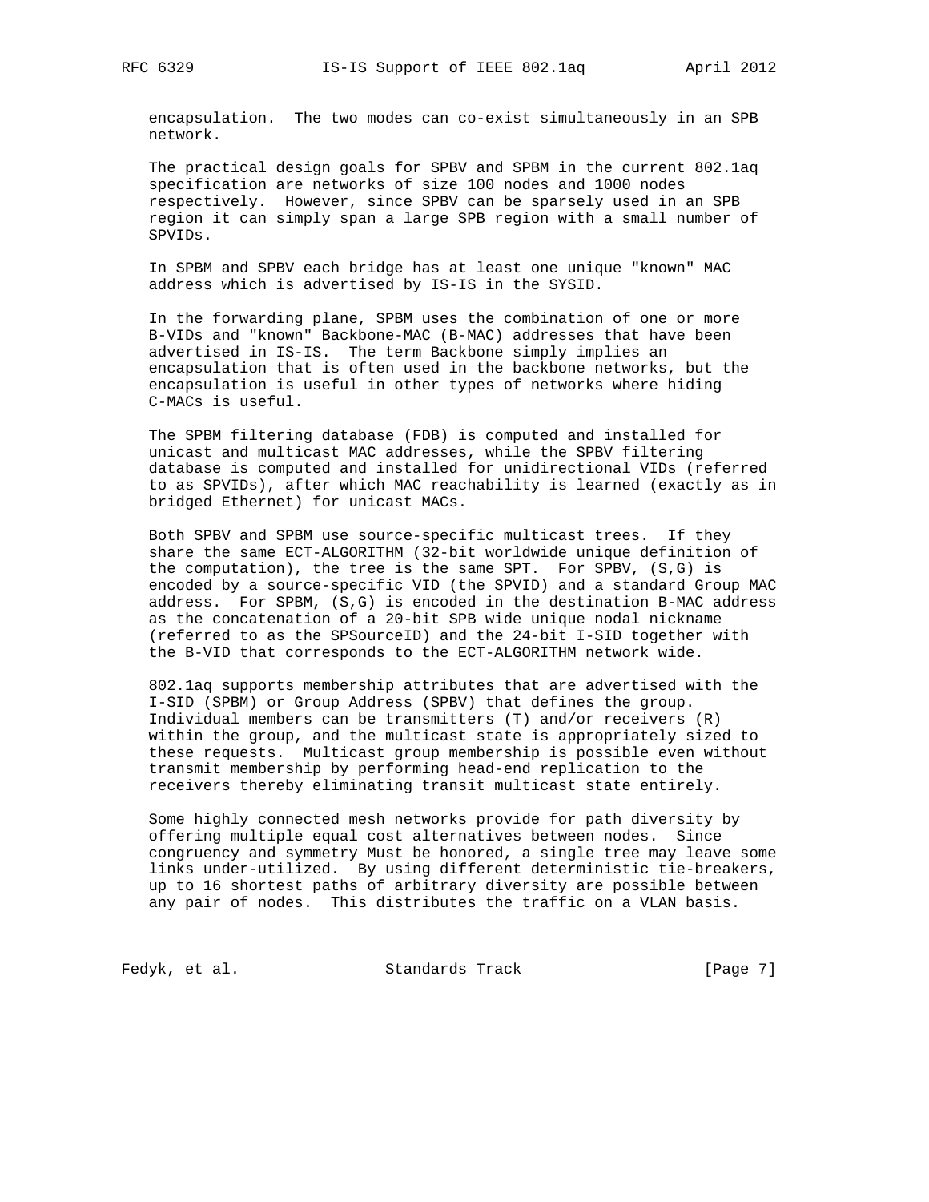encapsulation. The two modes can co-exist simultaneously in an SPB network.

The practical design goals for SPBV and SPBM in the current 802.1aq specification are networks of size 100 nodes and 1000 nodes respectively. However, since SPBV can be sparsely used in an SPB region it can simply span a large SPB region with a small number of SPVIDs.

In SPBM and SPBV each bridge has at least one unique "known" MAC address which is advertised by IS-IS in the SYSID.

In the forwarding plane, SPBM uses the combination of one or more B-VIDs and "known" Backbone-MAC (B-MAC) addresses that have been advertised in IS-IS. The term Backbone simply implies an encapsulation that is often used in the backbone networks, but the encapsulation is useful in other types of networks where hiding C-MACs is useful.

The SPBM filtering database (FDB) is computed and installed for unicast and multicast MAC addresses, while the SPBV filtering database is computed and installed for unidirectional VIDs (referred to as SPVIDs), after which MAC reachability is learned (exactly as in bridged Ethernet) for unicast MACs.

Both SPBV and SPBM use source-specific multicast trees. If they share the same ECT-ALGORITHM (32-bit worldwide unique definition of the computation), the tree is the same SPT. For SPBV, (S,G) is encoded by a source-specific VID (the SPVID) and a standard Group MAC address. For SPBM, (S,G) is encoded in the destination B-MAC address as the concatenation of a 20-bit SPB wide unique nodal nickname (referred to as the SPSourceID) and the 24-bit I-SID together with the B-VID that corresponds to the ECT-ALGORITHM network wide.

802.1aq supports membership attributes that are advertised with the I-SID (SPBM) or Group Address (SPBV) that defines the group. Individual members can be transmitters (T) and/or receivers (R) within the group, and the multicast state is appropriately sized to these requests. Multicast group membership is possible even without transmit membership by performing head-end replication to the receivers thereby eliminating transit multicast state entirely.

Some highly connected mesh networks provide for path diversity by offering multiple equal cost alternatives between nodes. Since congruency and symmetry Must be honored, a single tree may leave some links under-utilized. By using different deterministic tie-breakers, up to 16 shortest paths of arbitrary diversity are possible between any pair of nodes. This distributes the traffic on a VLAN basis.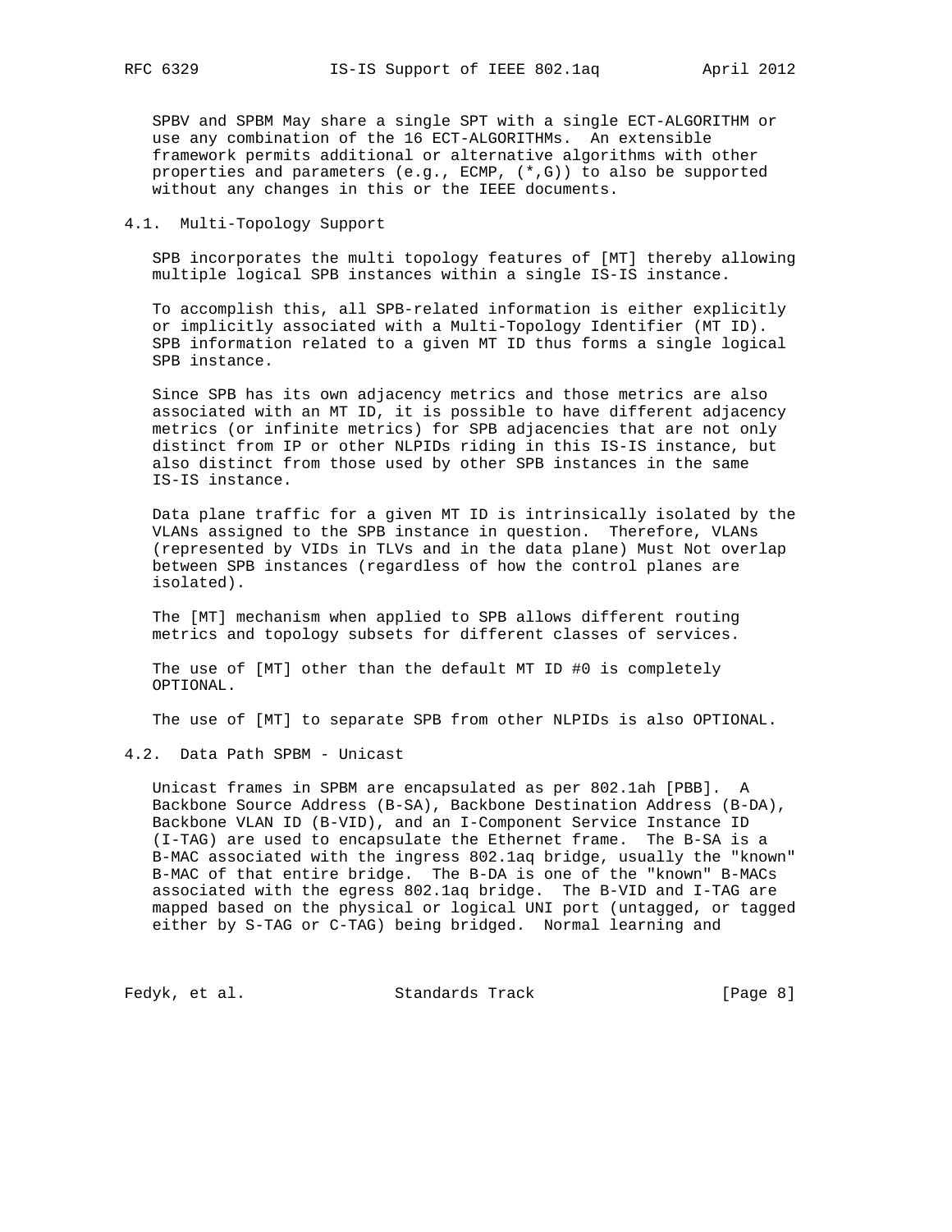SPBV and SPBM May share a single SPT with a single ECT-ALGORITHM or use any combination of the 16 ECT-ALGORITHMs. An extensible framework permits additional or alternative algorithms with other properties and parameters (e.g., ECMP, (*,G)) to also be supported without any changes in this or the IEEE documents.

### 4.1. Multi-Topology Support

SPB incorporates the multi topology features of [MT] thereby allowing multiple logical SPB instances within a single IS-IS instance.

To accomplish this, all SPB-related information is either explicitly or implicitly associated with a Multi-Topology Identifier (MT ID). SPB information related to a given MT ID thus forms a single logical SPB instance.

Since SPB has its own adjacency metrics and those metrics are also associated with an MT ID, it is possible to have different adjacency metrics (or infinite metrics) for SPB adjacencies that are not only distinct from IP or other NLPIDs riding in this IS-IS instance, but also distinct from those used by other SPB instances in the same IS-IS instance.

Data plane traffic for a given MT ID is intrinsically isolated by the VLANs assigned to the SPB instance in question. Therefore, VLANs (represented by VIDs in TLVs and in the data plane) Must Not overlap between SPB instances (regardless of how the control planes are isolated).

The [MT] mechanism when applied to SPB allows different routing metrics and topology subsets for different classes of services.

The use of [MT] other than the default MT ID #0 is completely OPTIONAL.

The use of [MT] to separate SPB from other NLPIDs is also OPTIONAL.

### 4.2. Data Path SPBM - Unicast

Unicast frames in SPBM are encapsulated as per 802.1ah [PBB]. A Backbone Source Address (B-SA), Backbone Destination Address (B-DA), Backbone VLAN ID (B-VID), and an I-Component Service Instance ID (I-TAG) are used to encapsulate the Ethernet frame. The B-SA is a B-MAC associated with the ingress 802.1aq bridge, usually the "known" B-MAC of that entire bridge. The B-DA is one of the "known" B-MACs associated with the egress 802.1aq bridge. The B-VID and I-TAG are mapped based on the physical or logical UNI port (untagged, or tagged either by S-TAG or C-TAG) being bridged. Normal learning and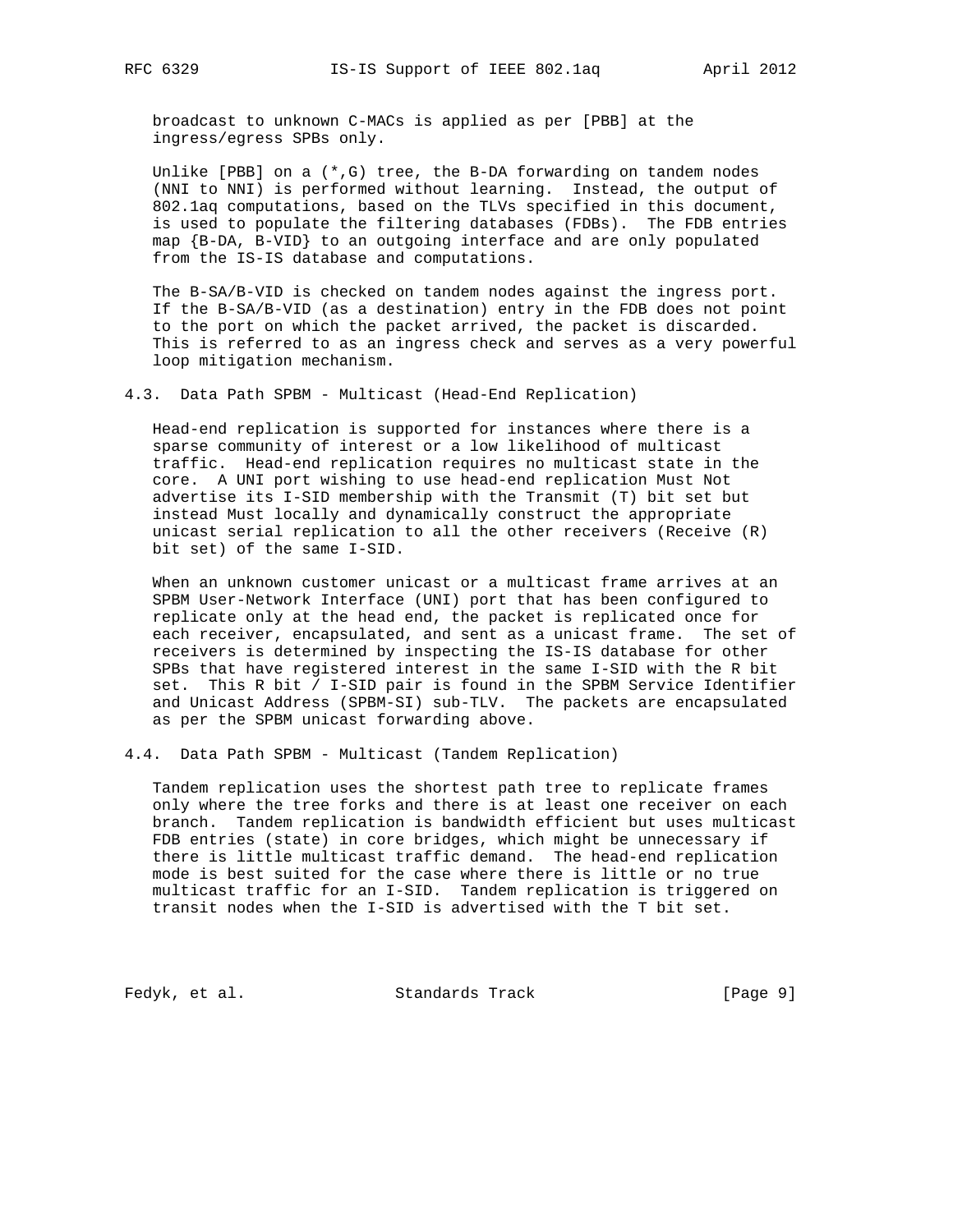broadcast to unknown C-MACs is applied as per [PBB] at the ingress/egress SPBs only.

Unlike [PBB] on a (*,G) tree, the B-DA forwarding on tandem nodes (NNI to NNI) is performed without learning. Instead, the output of 802.1aq computations, based on the TLVs specified in this document, is used to populate the filtering databases (FDBs). The FDB entries map {B-DA, B-VID} to an outgoing interface and are only populated from the IS-IS database and computations.

The B-SA/B-VID is checked on tandem nodes against the ingress port. If the B-SA/B-VID (as a destination) entry in the FDB does not point to the port on which the packet arrived, the packet is discarded. This is referred to as an ingress check and serves as a very powerful loop mitigation mechanism.

## 4.3. Data Path SPBM - Multicast (Head-End Replication)

Head-end replication is supported for instances where there is a sparse community of interest or a low likelihood of multicast traffic. Head-end replication requires no multicast state in the core. A UNI port wishing to use head-end replication Must Not advertise its I-SID membership with the Transmit (T) bit set but instead Must locally and dynamically construct the appropriate unicast serial replication to all the other receivers (Receive (R) bit set) of the same I-SID.

When an unknown customer unicast or a multicast frame arrives at an SPBM User-Network Interface (UNI) port that has been configured to replicate only at the head end, the packet is replicated once for each receiver, encapsulated, and sent as a unicast frame. The set of receivers is determined by inspecting the IS-IS database for other SPBs that have registered interest in the same I-SID with the R bit set. This R bit / I-SID pair is found in the SPBM Service Identifier and Unicast Address (SPBM-SI) sub-TLV. The packets are encapsulated as per the SPBM unicast forwarding above.

## 4.4. Data Path SPBM - Multicast (Tandem Replication)

Tandem replication uses the shortest path tree to replicate frames only where the tree forks and there is at least one receiver on each branch. Tandem replication is bandwidth efficient but uses multicast FDB entries (state) in core bridges, which might be unnecessary if there is little multicast traffic demand. The head-end replication mode is best suited for the case where there is little or no true multicast traffic for an I-SID. Tandem replication is triggered on transit nodes when the I-SID is advertised with the T bit set.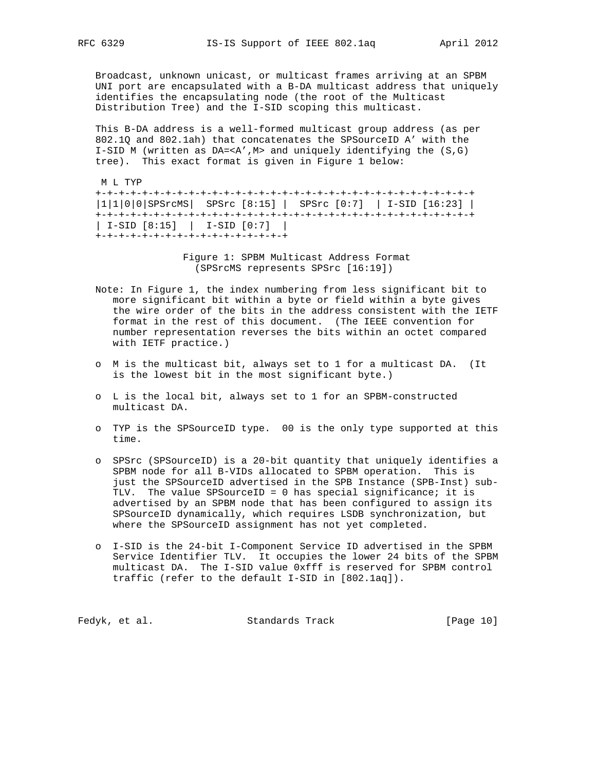Broadcast, unknown unicast, or multicast frames arriving at an SPBM UNI port are encapsulated with a B-DA multicast address that uniquely identifies the encapsulating node (the root of the Multicast Distribution Tree) and the I-SID scoping this multicast.

This B-DA address is a well-formed multicast group address (as per 802.1Q and 802.1ah) that concatenates the SPSourceID A’ with the I-SID M (written as DA=<A’,M> and uniquely identifying the (S,G) tree). This exact format is given in Figure 1 below:

```
 M L TYP
+-+-+-+-+-+-+-+-+-+-+-+-+-+-+-+-+-+-+-+-+-+-+-+-+-+-+-+-+-+-+-+-+
|1|1|0|0|SPSrcMS|  SPSrc [8:15] |  SPSrc [0:7]  | I-SID [16:23] |
+-+-+-+-+-+-+-+-+-+-+-+-+-+-+-+-+-+-+-+-+-+-+-+-+-+-+-+-+-+-+-+-+
| I-SID [8:15]  |  I-SID [0:7]  |
+-+-+-+-+-+-+-+-+-+-+-+-+-+-+-+-+
```

Figure 1: SPBM Multicast Address Format
(SPSrcMS represents SPSrc [16:19])

Note: In Figure 1, the index numbering from less significant bit to more significant bit within a byte or field within a byte gives the wire order of the bits in the address consistent with the IETF format in the rest of this document. (The IEEE convention for number representation reverses the bits within an octet compared with IETF practice.)

- M is the multicast bit, always set to 1 for a multicast DA. (It is the lowest bit in the most significant byte.)
- L is the local bit, always set to 1 for an SPBM-constructed multicast DA.
- TYP is the SPSourceID type. 00 is the only type supported at this time.
- SPSrc (SPSourceID) is a 20-bit quantity that uniquely identifies a SPBM node for all B-VIDs allocated to SPBM operation. This is just the SPSourceID advertised in the SPB Instance (SPB-Inst) sub-TLV. The value SPSourceID = 0 has special significance; it is advertised by an SPBM node that has been configured to assign its SPSourceID dynamically, which requires LSDB synchronization, but where the SPSourceID assignment has not yet completed.
- I-SID is the 24-bit I-Component Service ID advertised in the SPBM Service Identifier TLV. It occupies the lower 24 bits of the SPBM multicast DA. The I-SID value 0xfff is reserved for SPBM control traffic (refer to the default I-SID in [802.1aq]).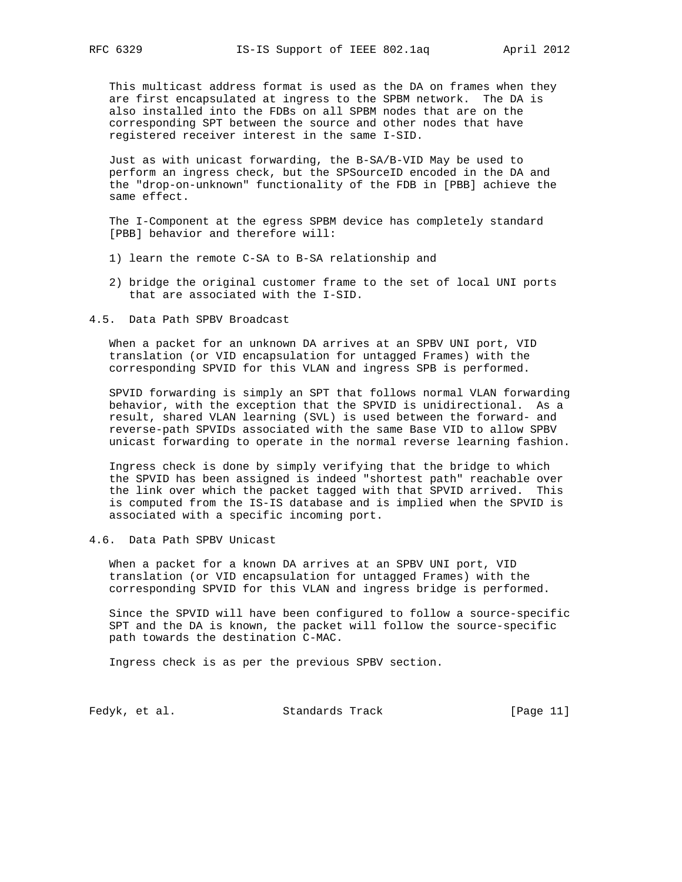This multicast address format is used as the DA on frames when they are first encapsulated at ingress to the SPBM network. The DA is also installed into the FDBs on all SPBM nodes that are on the corresponding SPT between the source and other nodes that have registered receiver interest in the same I-SID.

Just as with unicast forwarding, the B-SA/B-VID May be used to perform an ingress check, but the SPSourceID encoded in the DA and the "drop-on-unknown" functionality of the FDB in [PBB] achieve the same effect.

The I-Component at the egress SPBM device has completely standard [PBB] behavior and therefore will:

1) learn the remote C-SA to B-SA relationship and

2) bridge the original customer frame to the set of local UNI ports that are associated with the I-SID.

## 4.5. Data Path SPBV Broadcast

When a packet for an unknown DA arrives at an SPBV UNI port, VID translation (or VID encapsulation for untagged Frames) with the corresponding SPVID for this VLAN and ingress SPB is performed.

SPVID forwarding is simply an SPT that follows normal VLAN forwarding behavior, with the exception that the SPVID is unidirectional. As a result, shared VLAN learning (SVL) is used between the forward- and reverse-path SPVIDs associated with the same Base VID to allow SPBV unicast forwarding to operate in the normal reverse learning fashion.

Ingress check is done by simply verifying that the bridge to which the SPVID has been assigned is indeed "shortest path" reachable over the link over which the packet tagged with that SPVID arrived. This is computed from the IS-IS database and is implied when the SPVID is associated with a specific incoming port.

## 4.6. Data Path SPBV Unicast

When a packet for a known DA arrives at an SPBV UNI port, VID translation (or VID encapsulation for untagged Frames) with the corresponding SPVID for this VLAN and ingress bridge is performed.

Since the SPVID will have been configured to follow a source-specific SPT and the DA is known, the packet will follow the source-specific path towards the destination C-MAC.

Ingress check is as per the previous SPBV section.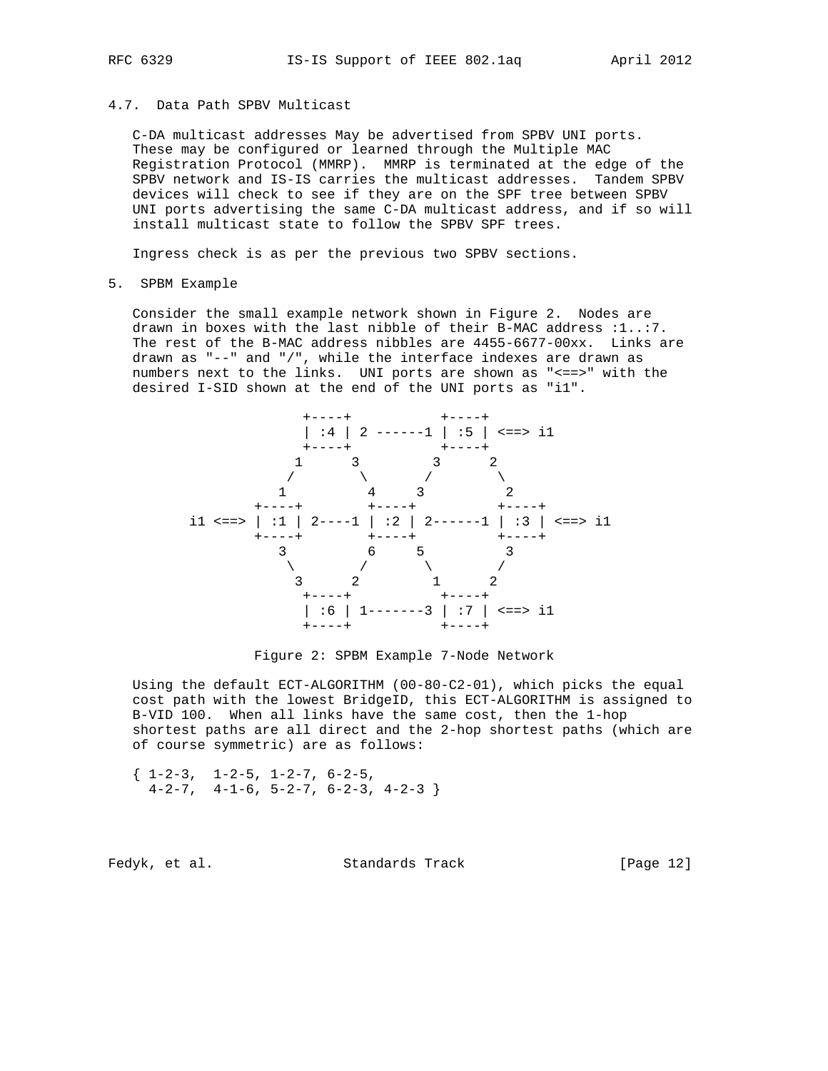### 4.7. Data Path SPBV Multicast

C-DA multicast addresses May be advertised from SPBV UNI ports. These may be configured or learned through the Multiple MAC Registration Protocol (MMRP). MMRP is terminated at the edge of the SPBV network and IS-IS carries the multicast addresses. Tandem SPBV devices will check to see if they are on the SPF tree between SPBV UNI ports advertising the same C-DA multicast address, and if so will install multicast state to follow the SPBV SPF trees.

Ingress check is as per the previous two SPBV sections.

## 5. SPBM Example

Consider the small example network shown in Figure 2. Nodes are drawn in boxes with the last nibble of their B-MAC address :1..:7. The rest of the B-MAC address nibbles are 4455-6677-00xx. Links are drawn as "--" and "/", while the interface indexes are drawn as numbers next to the links. UNI ports are shown as "<==>" with the desired I-SID shown at the end of the UNI ports as "i1".

```
                 +----+           +----+
                 | :4 | 2 ------1 | :5 | <==> i1
                 +----+           +----+
                1      3         3      2
               /        \       /        \
              1          4     3          2
            +----+        +----+          +----+
   i1 <==> | :1 | 2----1 | :2 | 2------1 | :3 | <==> i1
            +----+        +----+          +----+
              3          6     5          3
               \        /       \        /
                3      2         1      2
                 +----+           +----+
                 | :6 | 1-------3 | :7 | <==> i1
                 +----+           +----+
```

Figure 2: SPBM Example 7-Node Network

Using the default ECT-ALGORITHM (00-80-C2-01), which picks the equal cost path with the lowest BridgeID, this ECT-ALGORITHM is assigned to B-VID 100. When all links have the same cost, then the 1-hop shortest paths are all direct and the 2-hop shortest paths (which are of course symmetric) are as follows:

```
{ 1-2-3,  1-2-5, 1-2-7, 6-2-5,
  4-2-7,  4-1-6, 5-2-7, 6-2-3, 4-2-3 }
```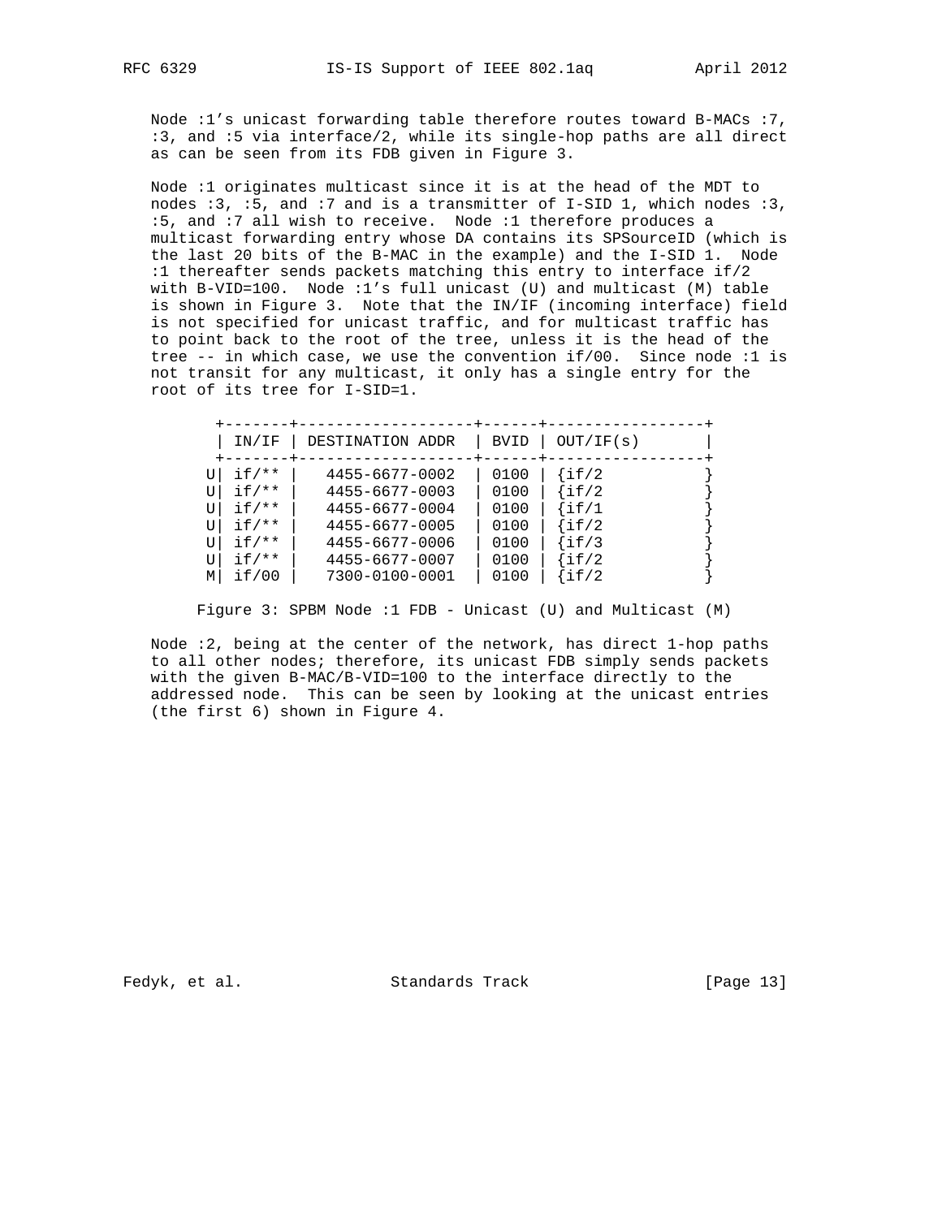Node :1's unicast forwarding table therefore routes toward B-MACs :7, :3, and :5 via interface/2, while its single-hop paths are all direct as can be seen from its FDB given in Figure 3.

Node :1 originates multicast since it is at the head of the MDT to nodes :3, :5, and :7 and is a transmitter of I-SID 1, which nodes :3, :5, and :7 all wish to receive. Node :1 therefore produces a multicast forwarding entry whose DA contains its SPSourceID (which is the last 20 bits of the B-MAC in the example) and the I-SID 1. Node :1 thereafter sends packets matching this entry to interface if/2 with B-VID=100. Node :1's full unicast (U) and multicast (M) table is shown in Figure 3. Note that the IN/IF (incoming interface) field is not specified for unicast traffic, and for multicast traffic has to point back to the root of the tree, unless it is the head of the tree -- in which case, we use the convention if/00. Since node :1 is not transit for any multicast, it only has a single entry for the root of its tree for I-SID=1.

|   | IN/IF | DESTINATION ADDR | BVID | OUT/IF(s) |
|---|---|---|---|---|
| U | if/** | 4455-6677-0002 | 0100 | {if/2 } |
| U | if/** | 4455-6677-0003 | 0100 | {if/2 } |
| U | if/** | 4455-6677-0004 | 0100 | {if/1 } |
| U | if/** | 4455-6677-0005 | 0100 | {if/2 } |
| U | if/** | 4455-6677-0006 | 0100 | {if/3 } |
| U | if/** | 4455-6677-0007 | 0100 | {if/2 } |
| M | if/00 | 7300-0100-0001 | 0100 | {if/2 } |

Figure 3: SPBM Node :1 FDB - Unicast (U) and Multicast (M)

Node :2, being at the center of the network, has direct 1-hop paths to all other nodes; therefore, its unicast FDB simply sends packets with the given B-MAC/B-VID=100 to the interface directly to the addressed node. This can be seen by looking at the unicast entries (the first 6) shown in Figure 4.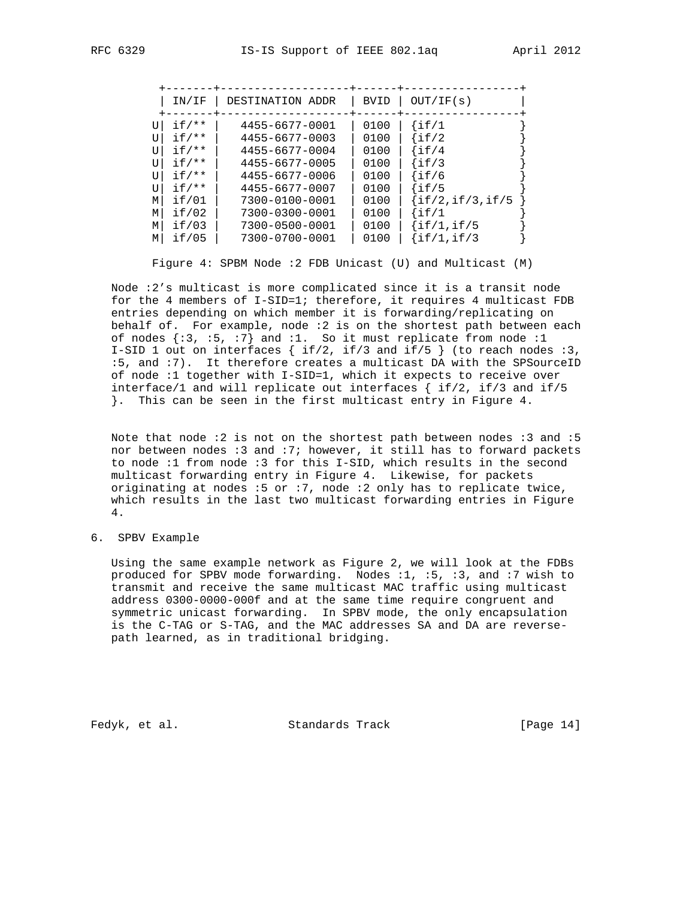| | IN/IF | DESTINATION ADDR | BVID | OUT/IF(s) |
|---|---|---|---|---|
| U | if/** | 4455-6677-0001 | 0100 | {if/1 } |
| U | if/** | 4455-6677-0003 | 0100 | {if/2 } |
| U | if/** | 4455-6677-0004 | 0100 | {if/4 } |
| U | if/** | 4455-6677-0005 | 0100 | {if/3 } |
| U | if/** | 4455-6677-0006 | 0100 | {if/6 } |
| U | if/** | 4455-6677-0007 | 0100 | {if/5 } |
| M | if/01 | 7300-0100-0001 | 0100 | {if/2,if/3,if/5 } |
| M | if/02 | 7300-0300-0001 | 0100 | {if/1 } |
| M | if/03 | 7300-0500-0001 | 0100 | {if/1,if/5 } |
| M | if/05 | 7300-0700-0001 | 0100 | {if/1,if/3 } |

Figure 4: SPBM Node :2 FDB Unicast (U) and Multicast (M)

Node :2's multicast is more complicated since it is a transit node for the 4 members of I-SID=1; therefore, it requires 4 multicast FDB entries depending on which member it is forwarding/replicating on behalf of. For example, node :2 is on the shortest path between each of nodes {:3, :5, :7} and :1. So it must replicate from node :1 I-SID 1 out on interfaces { if/2, if/3 and if/5 } (to reach nodes :3, :5, and :7). It therefore creates a multicast DA with the SPSourceID of node :1 together with I-SID=1, which it expects to receive over interface/1 and will replicate out interfaces { if/2, if/3 and if/5 }. This can be seen in the first multicast entry in Figure 4.

Note that node :2 is not on the shortest path between nodes :3 and :5 nor between nodes :3 and :7; however, it still has to forward packets to node :1 from node :3 for this I-SID, which results in the second multicast forwarding entry in Figure 4. Likewise, for packets originating at nodes :5 or :7, node :2 only has to replicate twice, which results in the last two multicast forwarding entries in Figure 4.

## 6. SPBV Example

Using the same example network as Figure 2, we will look at the FDBs produced for SPBV mode forwarding. Nodes :1, :5, :3, and :7 wish to transmit and receive the same multicast MAC traffic using multicast address 0300-0000-000f and at the same time require congruent and symmetric unicast forwarding. In SPBV mode, the only encapsulation is the C-TAG or S-TAG, and the MAC addresses SA and DA are reverse-path learned, as in traditional bridging.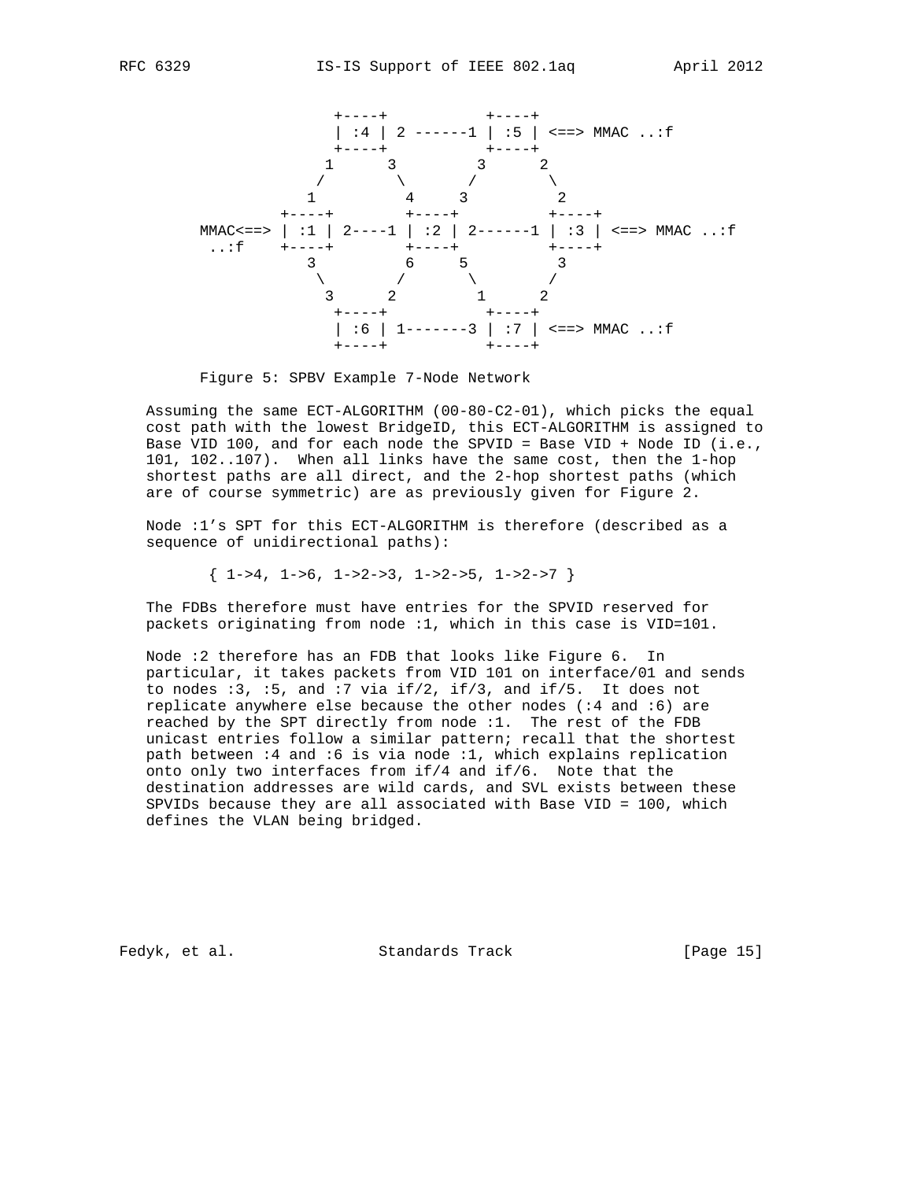```
                 +----+          +----+
                 | :4 | 2 ------1 | :5 | <==> MMAC ..:f
                 +----+          +----+
                1      3        3      2
               /        \      /        \
              1          4     3          2
            +----+        +----+          +----+
    MMAC<==> | :1 | 2----1 | :2 | 2------1 | :3 | <==> MMAC ..:f
     ..:f    +----+        +----+          +----+
              3          6     5          3
               \        /      \        /
                3      2        1      2
                 +----+          +----+
                 | :6 | 1-------3 | :7 | <==> MMAC ..:f
                 +----+          +----+
```

Figure 5: SPBV Example 7-Node Network

Assuming the same ECT-ALGORITHM (00-80-C2-01), which picks the equal cost path with the lowest BridgeID, this ECT-ALGORITHM is assigned to Base VID 100, and for each node the SPVID = Base VID + Node ID (i.e., 101, 102..107). When all links have the same cost, then the 1-hop shortest paths are all direct, and the 2-hop shortest paths (which are of course symmetric) are as previously given for Figure 2.

Node :1's SPT for this ECT-ALGORITHM is therefore (described as a sequence of unidirectional paths):

{ 1->4, 1->6, 1->2->3, 1->2->5, 1->2->7 }

The FDBs therefore must have entries for the SPVID reserved for packets originating from node :1, which in this case is VID=101.

Node :2 therefore has an FDB that looks like Figure 6. In particular, it takes packets from VID 101 on interface/01 and sends to nodes :3, :5, and :7 via if/2, if/3, and if/5. It does not replicate anywhere else because the other nodes (:4 and :6) are reached by the SPT directly from node :1. The rest of the FDB unicast entries follow a similar pattern; recall that the shortest path between :4 and :6 is via node :1, which explains replication onto only two interfaces from if/4 and if/6. Note that the destination addresses are wild cards, and SVL exists between these SPVIDs because they are all associated with Base VID = 100, which defines the VLAN being bridged.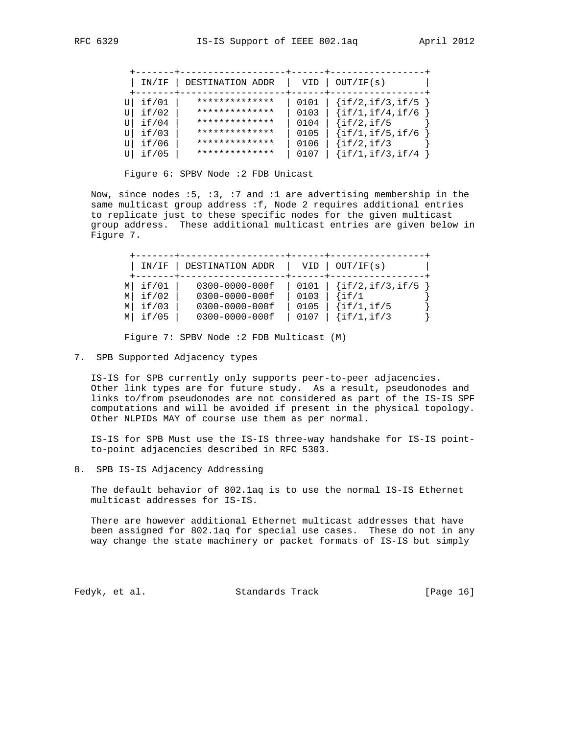| | IN/IF | DESTINATION ADDR | VID | OUT/IF(s) |
|---|---|---|---|---|
| U | if/01 | ************** | 0101 | {if/2,if/3,if/5 } |
| U | if/02 | ************** | 0103 | {if/1,if/4,if/6 } |
| U | if/04 | ************** | 0104 | {if/2,if/5 } |
| U | if/03 | ************** | 0105 | {if/1,if/5,if/6 } |
| U | if/06 | ************** | 0106 | {if/2,if/3 } |
| U | if/05 | ************** | 0107 | {if/1,if/3,if/4 } |

Figure 6: SPBV Node :2 FDB Unicast

Now, since nodes :5, :3, :7 and :1 are advertising membership in the same multicast group address :f, Node 2 requires additional entries to replicate just to these specific nodes for the given multicast group address. These additional multicast entries are given below in Figure 7.

| | IN/IF | DESTINATION ADDR | VID | OUT/IF(s) |
|---|---|---|---|---|
| M | if/01 | 0300-0000-000f | 0101 | {if/2,if/3,if/5 } |
| M | if/02 | 0300-0000-000f | 0103 | {if/1 } |
| M | if/03 | 0300-0000-000f | 0105 | {if/1,if/5 } |
| M | if/05 | 0300-0000-000f | 0107 | {if/1,if/3 } |

Figure 7: SPBV Node :2 FDB Multicast (M)

## 7. SPB Supported Adjacency types

IS-IS for SPB currently only supports peer-to-peer adjacencies. Other link types are for future study. As a result, pseudonodes and links to/from pseudonodes are not considered as part of the IS-IS SPF computations and will be avoided if present in the physical topology. Other NLPIDs MAY of course use them as per normal.

IS-IS for SPB Must use the IS-IS three-way handshake for IS-IS point-to-point adjacencies described in RFC 5303.

## 8. SPB IS-IS Adjacency Addressing

The default behavior of 802.1aq is to use the normal IS-IS Ethernet multicast addresses for IS-IS.

There are however additional Ethernet multicast addresses that have been assigned for 802.1aq for special use cases. These do not in any way change the state machinery or packet formats of IS-IS but simply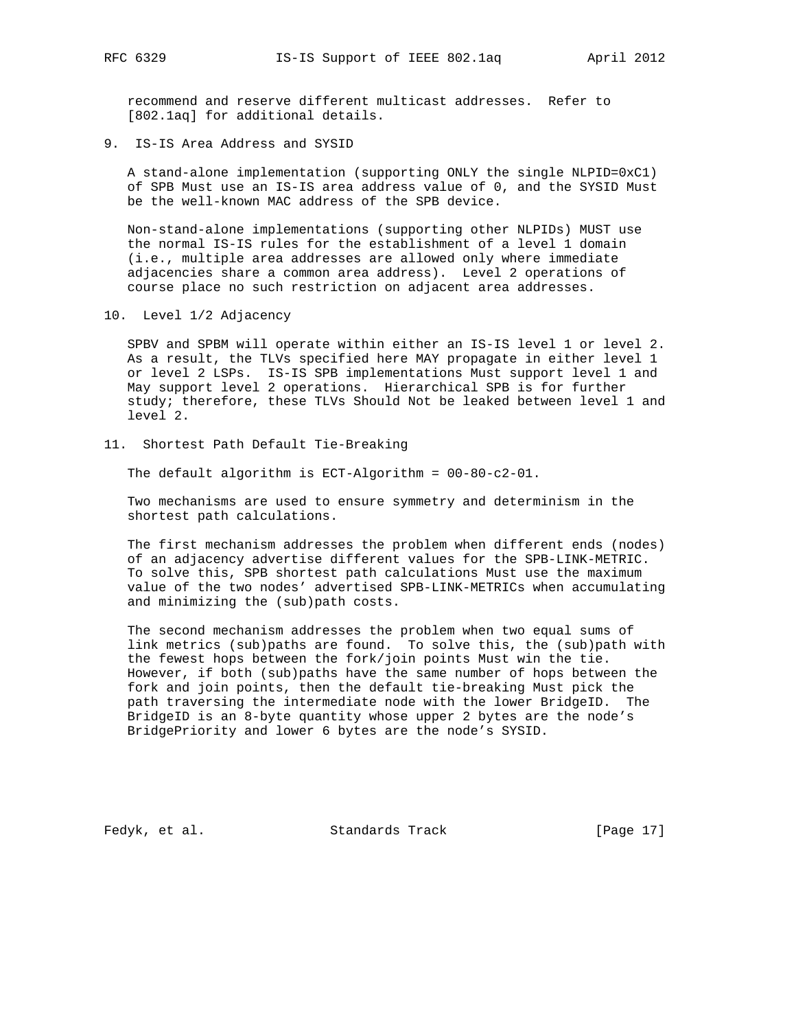recommend and reserve different multicast addresses. Refer to [802.1aq] for additional details.

## 9. IS-IS Area Address and SYSID

A stand-alone implementation (supporting ONLY the single NLPID=0xC1) of SPB Must use an IS-IS area address value of 0, and the SYSID Must be the well-known MAC address of the SPB device.

Non-stand-alone implementations (supporting other NLPIDs) MUST use the normal IS-IS rules for the establishment of a level 1 domain (i.e., multiple area addresses are allowed only where immediate adjacencies share a common area address). Level 2 operations of course place no such restriction on adjacent area addresses.

## 10. Level 1/2 Adjacency

SPBV and SPBM will operate within either an IS-IS level 1 or level 2. As a result, the TLVs specified here MAY propagate in either level 1 or level 2 LSPs. IS-IS SPB implementations Must support level 1 and May support level 2 operations. Hierarchical SPB is for further study; therefore, these TLVs Should Not be leaked between level 1 and level 2.

## 11. Shortest Path Default Tie-Breaking

The default algorithm is ECT-Algorithm = 00-80-c2-01.

Two mechanisms are used to ensure symmetry and determinism in the shortest path calculations.

The first mechanism addresses the problem when different ends (nodes) of an adjacency advertise different values for the SPB-LINK-METRIC. To solve this, SPB shortest path calculations Must use the maximum value of the two nodes' advertised SPB-LINK-METRICs when accumulating and minimizing the (sub)path costs.

The second mechanism addresses the problem when two equal sums of link metrics (sub)paths are found. To solve this, the (sub)path with the fewest hops between the fork/join points Must win the tie. However, if both (sub)paths have the same number of hops between the fork and join points, then the default tie-breaking Must pick the path traversing the intermediate node with the lower BridgeID. The BridgeID is an 8-byte quantity whose upper 2 bytes are the node's BridgePriority and lower 6 bytes are the node's SYSID.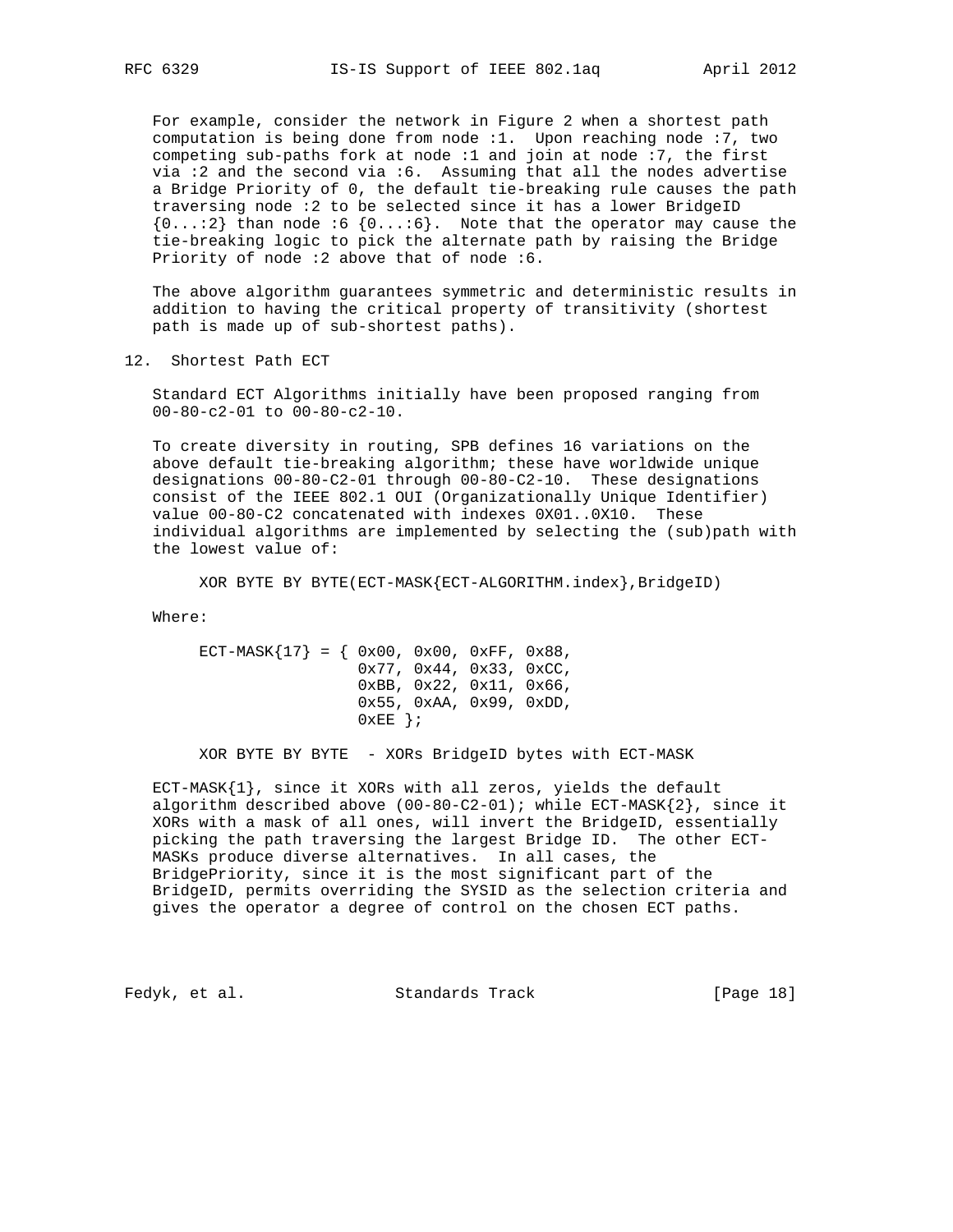For example, consider the network in Figure 2 when a shortest path computation is being done from node :1. Upon reaching node :7, two competing sub-paths fork at node :1 and join at node :7, the first via :2 and the second via :6. Assuming that all the nodes advertise a Bridge Priority of 0, the default tie-breaking rule causes the path traversing node :2 to be selected since it has a lower BridgeID {0...:2} than node :6 {0...:6}. Note that the operator may cause the tie-breaking logic to pick the alternate path by raising the Bridge Priority of node :2 above that of node :6.

The above algorithm guarantees symmetric and deterministic results in addition to having the critical property of transitivity (shortest path is made up of sub-shortest paths).

## 12. Shortest Path ECT

Standard ECT Algorithms initially have been proposed ranging from 00-80-c2-01 to 00-80-c2-10.

To create diversity in routing, SPB defines 16 variations on the above default tie-breaking algorithm; these have worldwide unique designations 00-80-C2-01 through 00-80-C2-10. These designations consist of the IEEE 802.1 OUI (Organizationally Unique Identifier) value 00-80-C2 concatenated with indexes 0X01..0X10. These individual algorithms are implemented by selecting the (sub)path with the lowest value of:

```
XOR BYTE BY BYTE(ECT-MASK{ECT-ALGORITHM.index},BridgeID)
```

Where:

```
ECT-MASK{17} = { 0x00, 0x00, 0xFF, 0x88,
                 0x77, 0x44, 0x33, 0xCC,
                 0xBB, 0x22, 0x11, 0x66,
                 0x55, 0xAA, 0x99, 0xDD,
                 0xEE };

XOR BYTE BY BYTE  - XORs BridgeID bytes with ECT-MASK
```

ECT-MASK{1}, since it XORs with all zeros, yields the default algorithm described above (00-80-C2-01); while ECT-MASK{2}, since it XORs with a mask of all ones, will invert the BridgeID, essentially picking the path traversing the largest Bridge ID. The other ECT-MASKs produce diverse alternatives. In all cases, the BridgePriority, since it is the most significant part of the BridgeID, permits overriding the SYSID as the selection criteria and gives the operator a degree of control on the chosen ECT paths.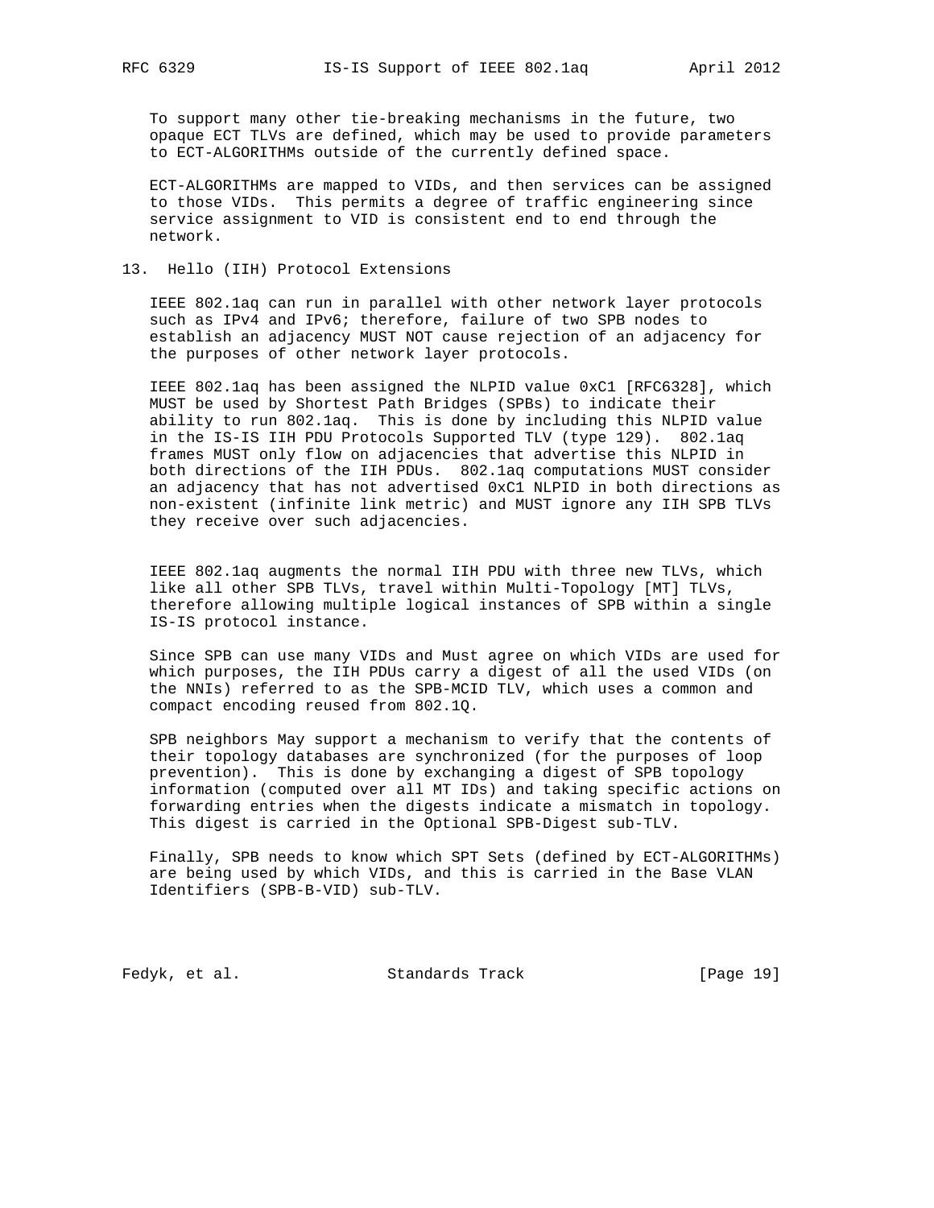To support many other tie-breaking mechanisms in the future, two opaque ECT TLVs are defined, which may be used to provide parameters to ECT-ALGORITHMs outside of the currently defined space.

ECT-ALGORITHMs are mapped to VIDs, and then services can be assigned to those VIDs. This permits a degree of traffic engineering since service assignment to VID is consistent end to end through the network.

## 13. Hello (IIH) Protocol Extensions

IEEE 802.1aq can run in parallel with other network layer protocols such as IPv4 and IPv6; therefore, failure of two SPB nodes to establish an adjacency MUST NOT cause rejection of an adjacency for the purposes of other network layer protocols.

IEEE 802.1aq has been assigned the NLPID value 0xC1 [RFC6328], which MUST be used by Shortest Path Bridges (SPBs) to indicate their ability to run 802.1aq. This is done by including this NLPID value in the IS-IS IIH PDU Protocols Supported TLV (type 129). 802.1aq frames MUST only flow on adjacencies that advertise this NLPID in both directions of the IIH PDUs. 802.1aq computations MUST consider an adjacency that has not advertised 0xC1 NLPID in both directions as non-existent (infinite link metric) and MUST ignore any IIH SPB TLVs they receive over such adjacencies.

IEEE 802.1aq augments the normal IIH PDU with three new TLVs, which like all other SPB TLVs, travel within Multi-Topology [MT] TLVs, therefore allowing multiple logical instances of SPB within a single IS-IS protocol instance.

Since SPB can use many VIDs and Must agree on which VIDs are used for which purposes, the IIH PDUs carry a digest of all the used VIDs (on the NNIs) referred to as the SPB-MCID TLV, which uses a common and compact encoding reused from 802.1Q.

SPB neighbors May support a mechanism to verify that the contents of their topology databases are synchronized (for the purposes of loop prevention). This is done by exchanging a digest of SPB topology information (computed over all MT IDs) and taking specific actions on forwarding entries when the digests indicate a mismatch in topology. This digest is carried in the Optional SPB-Digest sub-TLV.

Finally, SPB needs to know which SPT Sets (defined by ECT-ALGORITHMs) are being used by which VIDs, and this is carried in the Base VLAN Identifiers (SPB-B-VID) sub-TLV.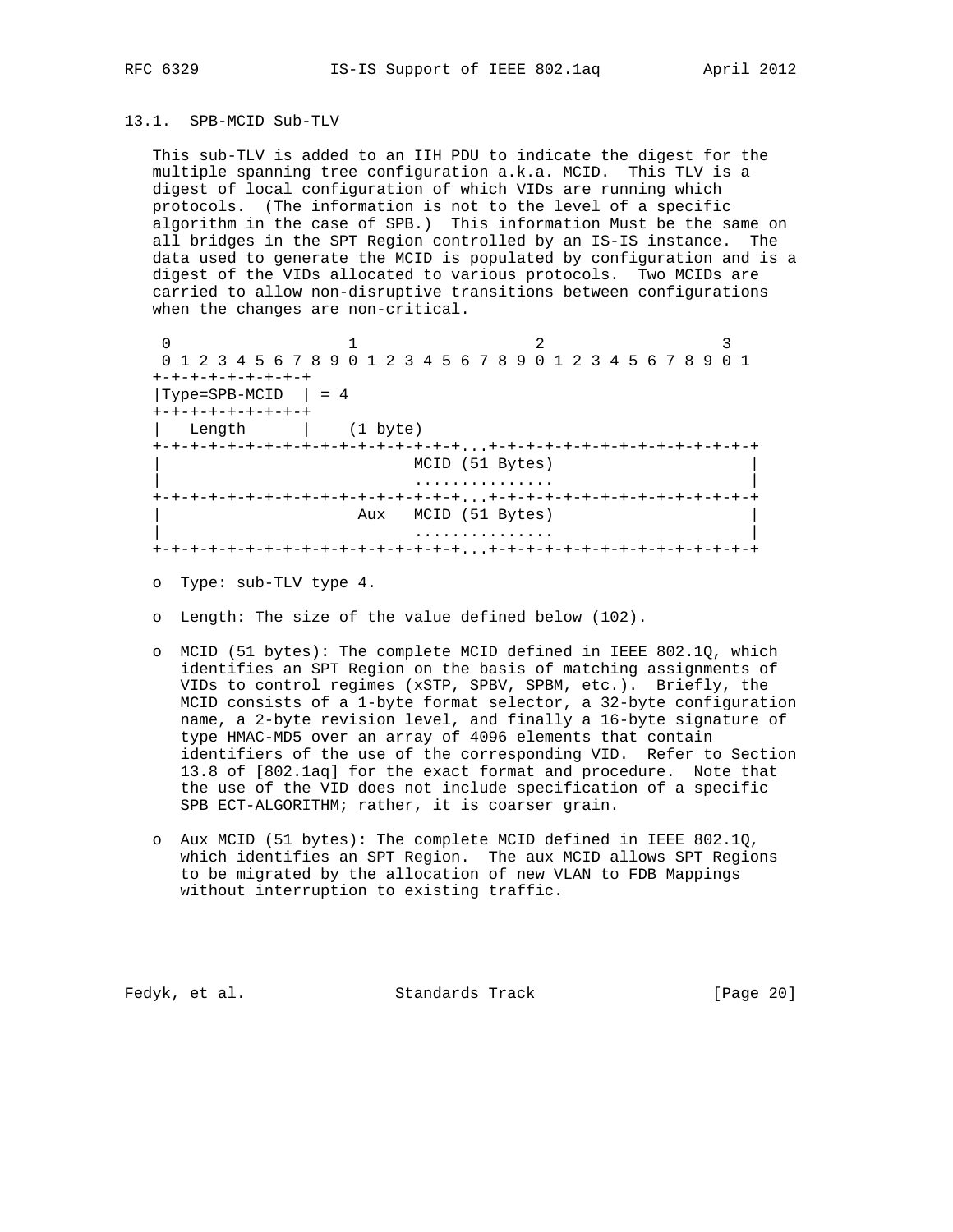### 13.1. SPB-MCID Sub-TLV

This sub-TLV is added to an IIH PDU to indicate the digest for the multiple spanning tree configuration a.k.a. MCID. This TLV is a digest of local configuration of which VIDs are running which protocols. (The information is not to the level of a specific algorithm in the case of SPB.) This information Must be the same on all bridges in the SPT Region controlled by an IS-IS instance. The data used to generate the MCID is populated by configuration and is a digest of the VIDs allocated to various protocols. Two MCIDs are carried to allow non-disruptive transitions between configurations when the changes are non-critical.

```
 0                   1                   2                   3
 0 1 2 3 4 5 6 7 8 9 0 1 2 3 4 5 6 7 8 9 0 1 2 3 4 5 6 7 8 9 0 1
+-+-+-+-+-+-+-+-+
|Type=SPB-MCID  | = 4
+-+-+-+-+-+-+-+-+
|   Length      |    (1 byte)
+-+-+-+-+-+-+-+-+-+-+-+-+-+-+-+-+-+...+-+-+-+-+-+-+-+-+-+-+-+-+-+-+
|                            MCID (51 Bytes)                      |
|                            ...............                      |
+-+-+-+-+-+-+-+-+-+-+-+-+-+-+-+-+-+...+-+-+-+-+-+-+-+-+-+-+-+-+-+-+
|                      Aux   MCID (51 Bytes)                      |
|                            ...............                      |
+-+-+-+-+-+-+-+-+-+-+-+-+-+-+-+-+-+...+-+-+-+-+-+-+-+-+-+-+-+-+-+-+
```

- Type: sub-TLV type 4.
- Length: The size of the value defined below (102).
- MCID (51 bytes): The complete MCID defined in IEEE 802.1Q, which identifies an SPT Region on the basis of matching assignments of VIDs to control regimes (xSTP, SPBV, SPBM, etc.). Briefly, the MCID consists of a 1-byte format selector, a 32-byte configuration name, a 2-byte revision level, and finally a 16-byte signature of type HMAC-MD5 over an array of 4096 elements that contain identifiers of the use of the corresponding VID. Refer to Section 13.8 of [802.1aq] for the exact format and procedure. Note that the use of the VID does not include specification of a specific SPB ECT-ALGORITHM; rather, it is coarser grain.
- Aux MCID (51 bytes): The complete MCID defined in IEEE 802.1Q, which identifies an SPT Region. The aux MCID allows SPT Regions to be migrated by the allocation of new VLAN to FDB Mappings without interruption to existing traffic.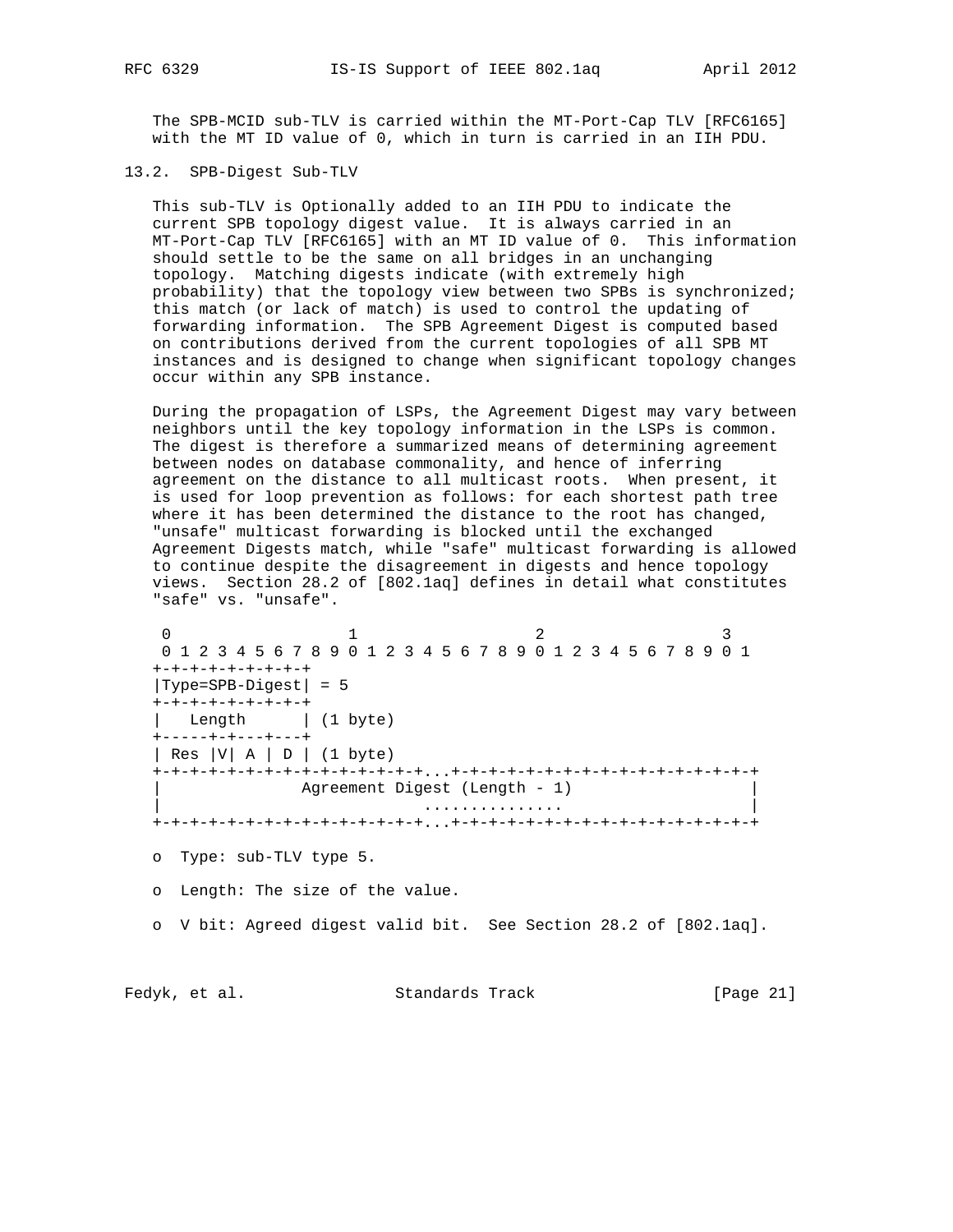The SPB-MCID sub-TLV is carried within the MT-Port-Cap TLV [RFC6165] with the MT ID value of 0, which in turn is carried in an IIH PDU.

## 13.2. SPB-Digest Sub-TLV

This sub-TLV is Optionally added to an IIH PDU to indicate the current SPB topology digest value. It is always carried in an MT-Port-Cap TLV [RFC6165] with an MT ID value of 0. This information should settle to be the same on all bridges in an unchanging topology. Matching digests indicate (with extremely high probability) that the topology view between two SPBs is synchronized; this match (or lack of match) is used to control the updating of forwarding information. The SPB Agreement Digest is computed based on contributions derived from the current topologies of all SPB MT instances and is designed to change when significant topology changes occur within any SPB instance.

During the propagation of LSPs, the Agreement Digest may vary between neighbors until the key topology information in the LSPs is common. The digest is therefore a summarized means of determining agreement between nodes on database commonality, and hence of inferring agreement on the distance to all multicast roots. When present, it is used for loop prevention as follows: for each shortest path tree where it has been determined the distance to the root has changed, "unsafe" multicast forwarding is blocked until the exchanged Agreement Digests match, while "safe" multicast forwarding is allowed to continue despite the disagreement in digests and hence topology views. Section 28.2 of [802.1aq] defines in detail what constitutes "safe" vs. "unsafe".

```
 0                   1                   2                   3
 0 1 2 3 4 5 6 7 8 9 0 1 2 3 4 5 6 7 8 9 0 1 2 3 4 5 6 7 8 9 0 1
+-+-+-+-+-+-+-+-+
|Type=SPB-Digest| = 5
+-+-+-+-+-+-+-+-+
|   Length      | (1 byte)
+-----+-+---+---+
| Res |V| A | D | (1 byte)
+-+-+-+-+-+-+-+-+-+-+-+-+-+-+-+-+...+-+-+-+-+-+-+-+-+-+-+-+-+-+-+-+-+
|              Agreement Digest (Length - 1)                      |
|                             ...............                     |
+-+-+-+-+-+-+-+-+-+-+-+-+-+-+-+-+...+-+-+-+-+-+-+-+-+-+-+-+-+-+-+-+-+
```

- Type: sub-TLV type 5.
- Length: The size of the value.
- V bit: Agreed digest valid bit. See Section 28.2 of [802.1aq].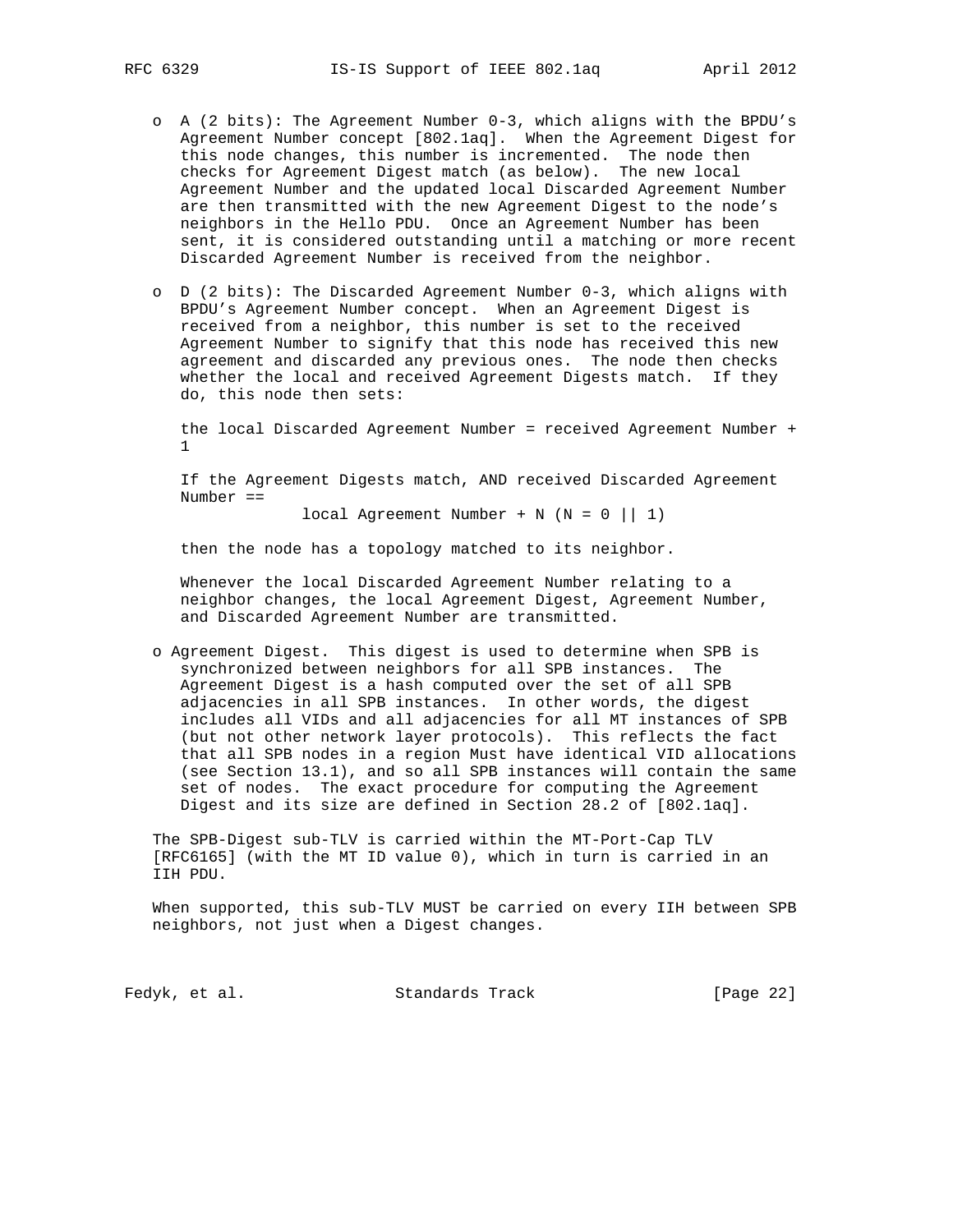- A (2 bits): The Agreement Number 0-3, which aligns with the BPDU's Agreement Number concept [802.1aq]. When the Agreement Digest for this node changes, this number is incremented. The node then checks for Agreement Digest match (as below). The new local Agreement Number and the updated local Discarded Agreement Number are then transmitted with the new Agreement Digest to the node's neighbors in the Hello PDU. Once an Agreement Number has been sent, it is considered outstanding until a matching or more recent Discarded Agreement Number is received from the neighbor.

- D (2 bits): The Discarded Agreement Number 0-3, which aligns with BPDU's Agreement Number concept. When an Agreement Digest is received from a neighbor, this number is set to the received Agreement Number to signify that this node has received this new agreement and discarded any previous ones. The node then checks whether the local and received Agreement Digests match. If they do, this node then sets:

  the local Discarded Agreement Number = received Agreement Number + 1

  If the Agreement Digests match, AND received Discarded Agreement Number ==
  local Agreement Number + N (N = 0 || 1)

  then the node has a topology matched to its neighbor.

  Whenever the local Discarded Agreement Number relating to a neighbor changes, the local Agreement Digest, Agreement Number, and Discarded Agreement Number are transmitted.

- Agreement Digest. This digest is used to determine when SPB is synchronized between neighbors for all SPB instances. The Agreement Digest is a hash computed over the set of all SPB adjacencies in all SPB instances. In other words, the digest includes all VIDs and all adjacencies for all MT instances of SPB (but not other network layer protocols). This reflects the fact that all SPB nodes in a region Must have identical VID allocations (see Section 13.1), and so all SPB instances will contain the same set of nodes. The exact procedure for computing the Agreement Digest and its size are defined in Section 28.2 of [802.1aq].

The SPB-Digest sub-TLV is carried within the MT-Port-Cap TLV [RFC6165] (with the MT ID value 0), which in turn is carried in an IIH PDU.

When supported, this sub-TLV MUST be carried on every IIH between SPB neighbors, not just when a Digest changes.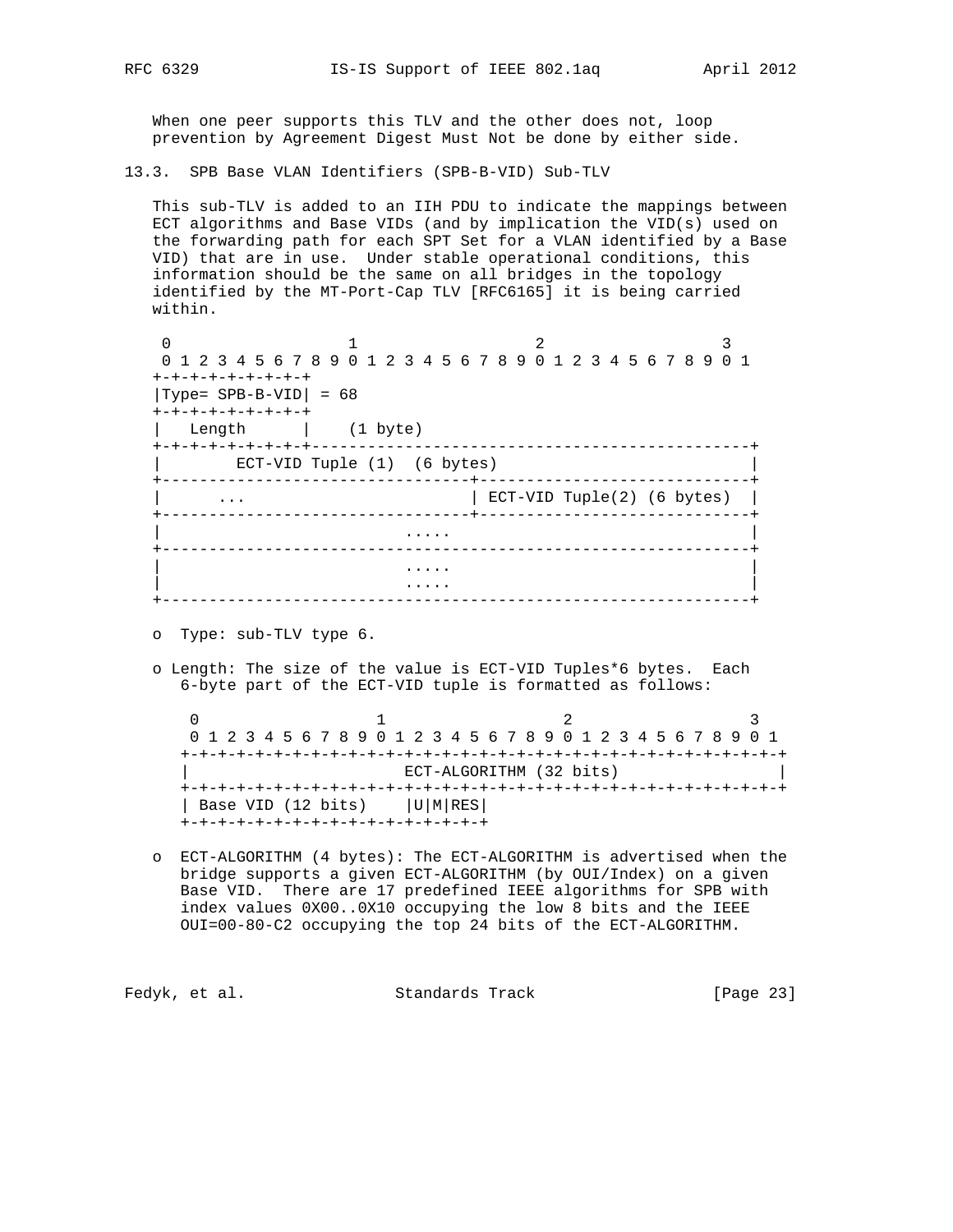When one peer supports this TLV and the other does not, loop prevention by Agreement Digest Must Not be done by either side.

### 13.3. SPB Base VLAN Identifiers (SPB-B-VID) Sub-TLV

This sub-TLV is added to an IIH PDU to indicate the mappings between ECT algorithms and Base VIDs (and by implication the VID(s) used on the forwarding path for each SPT Set for a VLAN identified by a Base VID) that are in use. Under stable operational conditions, this information should be the same on all bridges in the topology identified by the MT-Port-Cap TLV [RFC6165] it is being carried within.

```
 0                   1                   2                   3
 0 1 2 3 4 5 6 7 8 9 0 1 2 3 4 5 6 7 8 9 0 1 2 3 4 5 6 7 8 9 0 1
+-+-+-+-+-+-+-+-+
|Type= SPB-B-VID| = 68
+-+-+-+-+-+-+-+-+
|   Length      |    (1 byte)
+-+-+-+-+-+-+-+-+-----------------------------------------------+
|        ECT-VID Tuple (1)  (6 bytes)                           |
+--------------------------------+------------------------------+
|      ...                       | ECT-VID Tuple(2) (6 bytes)   |
+--------------------------------+------------------------------+
|                          .....                                |
+---------------------------------------------------------------+
|                          .....                                |
|                          .....                                |
+---------------------------------------------------------------+
```

- o Type: sub-TLV type 6.

- o Length: The size of the value is ECT-VID Tuples*6 bytes. Each 6-byte part of the ECT-VID tuple is formatted as follows:

```
 0                   1                   2                   3
 0 1 2 3 4 5 6 7 8 9 0 1 2 3 4 5 6 7 8 9 0 1 2 3 4 5 6 7 8 9 0 1
+-+-+-+-+-+-+-+-+-+-+-+-+-+-+-+-+-+-+-+-+-+-+-+-+-+-+-+-+-+-+-+-+
|                       ECT-ALGORITHM (32 bits)                 |
+-+-+-+-+-+-+-+-+-+-+-+-+-+-+-+-+-+-+-+-+-+-+-+-+-+-+-+-+-+-+-+-+
| Base VID (12 bits)    |U|M|RES|
+-+-+-+-+-+-+-+-+-+-+-+-+-+-+-+-+
```

- o ECT-ALGORITHM (4 bytes): The ECT-ALGORITHM is advertised when the bridge supports a given ECT-ALGORITHM (by OUI/Index) on a given Base VID. There are 17 predefined IEEE algorithms for SPB with index values 0X00..0X10 occupying the low 8 bits and the IEEE OUI=00-80-C2 occupying the top 24 bits of the ECT-ALGORITHM.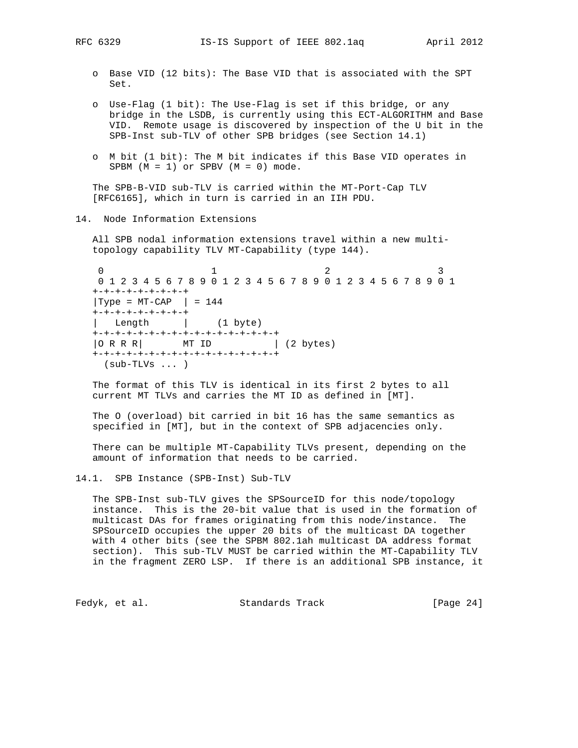- Base VID (12 bits): The Base VID that is associated with the SPT Set.

- Use-Flag (1 bit): The Use-Flag is set if this bridge, or any bridge in the LSDB, is currently using this ECT-ALGORITHM and Base VID. Remote usage is discovered by inspection of the U bit in the SPB-Inst sub-TLV of other SPB bridges (see Section 14.1)

- M bit (1 bit): The M bit indicates if this Base VID operates in SPBM (M = 1) or SPBV (M = 0) mode.

The SPB-B-VID sub-TLV is carried within the MT-Port-Cap TLV [RFC6165], which in turn is carried in an IIH PDU.

## 14. Node Information Extensions

All SPB nodal information extensions travel within a new multi-topology capability TLV MT-Capability (type 144).

```
 0                   1                   2                   3
 0 1 2 3 4 5 6 7 8 9 0 1 2 3 4 5 6 7 8 9 0 1 2 3 4 5 6 7 8 9 0 1
+-+-+-+-+-+-+-+-+
|Type = MT-CAP  | = 144
+-+-+-+-+-+-+-+-+
|   Length      |     (1 byte)
+-+-+-+-+-+-+-+-+-+-+-+-+-+-+-+-+
|O R R R|       MT ID           | (2 bytes)
+-+-+-+-+-+-+-+-+-+-+-+-+-+-+-+-+
  (sub-TLVs ... )
```

The format of this TLV is identical in its first 2 bytes to all current MT TLVs and carries the MT ID as defined in [MT].

The O (overload) bit carried in bit 16 has the same semantics as specified in [MT], but in the context of SPB adjacencies only.

There can be multiple MT-Capability TLVs present, depending on the amount of information that needs to be carried.

### 14.1. SPB Instance (SPB-Inst) Sub-TLV

The SPB-Inst sub-TLV gives the SPSourceID for this node/topology instance. This is the 20-bit value that is used in the formation of multicast DAs for frames originating from this node/instance. The SPSourceID occupies the upper 20 bits of the multicast DA together with 4 other bits (see the SPBM 802.1ah multicast DA address format section). This sub-TLV MUST be carried within the MT-Capability TLV in the fragment ZERO LSP. If there is an additional SPB instance, it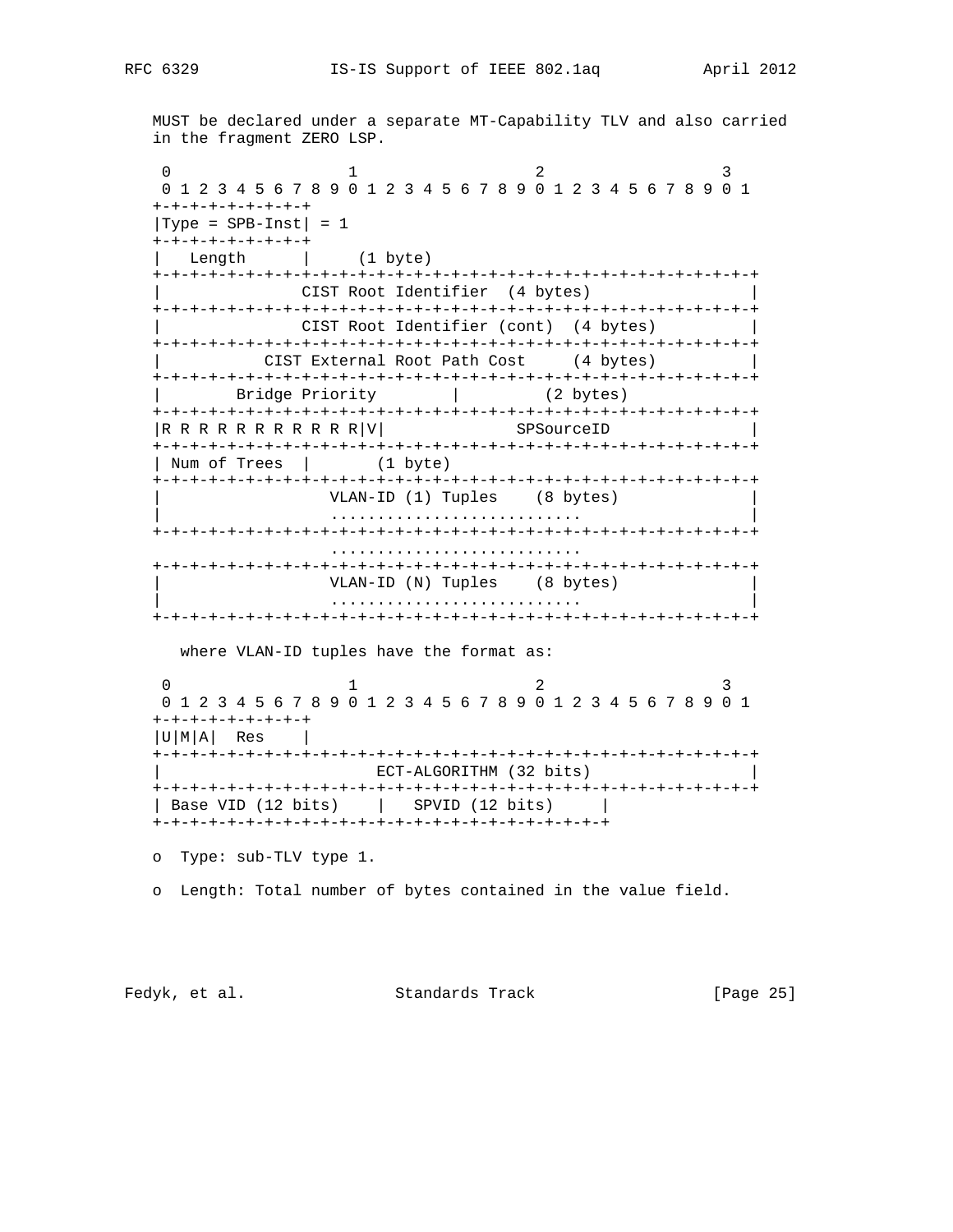MUST be declared under a separate MT-Capability TLV and also carried in the fragment ZERO LSP.

```
 0                   1                   2                   3
 0 1 2 3 4 5 6 7 8 9 0 1 2 3 4 5 6 7 8 9 0 1 2 3 4 5 6 7 8 9 0 1
+-+-+-+-+-+-+-+-+
|Type = SPB-Inst| = 1
+-+-+-+-+-+-+-+-+
|   Length      |     (1 byte)
+-+-+-+-+-+-+-+-+-+-+-+-+-+-+-+-+-+-+-+-+-+-+-+-+-+-+-+-+-+-+-+-+
|              CIST Root Identifier  (4 bytes)                  |
+-+-+-+-+-+-+-+-+-+-+-+-+-+-+-+-+-+-+-+-+-+-+-+-+-+-+-+-+-+-+-+-+
|              CIST Root Identifier (cont)  (4 bytes)           |
+-+-+-+-+-+-+-+-+-+-+-+-+-+-+-+-+-+-+-+-+-+-+-+-+-+-+-+-+-+-+-+-+
|          CIST External Root Path Cost     (4 bytes)           |
+-+-+-+-+-+-+-+-+-+-+-+-+-+-+-+-+-+-+-+-+-+-+-+-+-+-+-+-+-+-+-+-+
|       Bridge Priority         |         (2 bytes)
+-+-+-+-+-+-+-+-+-+-+-+-+-+-+-+-+-+-+-+-+-+-+-+-+-+-+-+-+-+-+-+-+
|R R R R R R R R R R R|V|             SPSourceID                |
+-+-+-+-+-+-+-+-+-+-+-+-+-+-+-+-+-+-+-+-+-+-+-+-+-+-+-+-+-+-+-+-+
| Num of Trees  |       (1 byte)
+-+-+-+-+-+-+-+-+-+-+-+-+-+-+-+-+-+-+-+-+-+-+-+-+-+-+-+-+-+-+-+-+
|                 VLAN-ID (1) Tuples    (8 bytes)               |
|                 ...........................                   |
+-+-+-+-+-+-+-+-+-+-+-+-+-+-+-+-+-+-+-+-+-+-+-+-+-+-+-+-+-+-+-+-+
                  ...........................
+-+-+-+-+-+-+-+-+-+-+-+-+-+-+-+-+-+-+-+-+-+-+-+-+-+-+-+-+-+-+-+-+
|                 VLAN-ID (N) Tuples    (8 bytes)               |
|                 ...........................                   |
+-+-+-+-+-+-+-+-+-+-+-+-+-+-+-+-+-+-+-+-+-+-+-+-+-+-+-+-+-+-+-+-+
```

where VLAN-ID tuples have the format as:

```
 0                   1                   2                   3
 0 1 2 3 4 5 6 7 8 9 0 1 2 3 4 5 6 7 8 9 0 1 2 3 4 5 6 7 8 9 0 1
+-+-+-+-+-+-+-+-+
|U|M|A|  Res    |
+-+-+-+-+-+-+-+-+-+-+-+-+-+-+-+-+-+-+-+-+-+-+-+-+-+-+-+-+-+-+-+-+
|                      ECT-ALGORITHM (32 bits)                  |
+-+-+-+-+-+-+-+-+-+-+-+-+-+-+-+-+-+-+-+-+-+-+-+-+-+-+-+-+-+-+-+-+
| Base VID (12 bits)    |   SPVID (12 bits)     |
+-+-+-+-+-+-+-+-+-+-+-+-+-+-+-+-+-+-+-+-+-+-+-+-+
```

- Type: sub-TLV type 1.
- Length: Total number of bytes contained in the value field.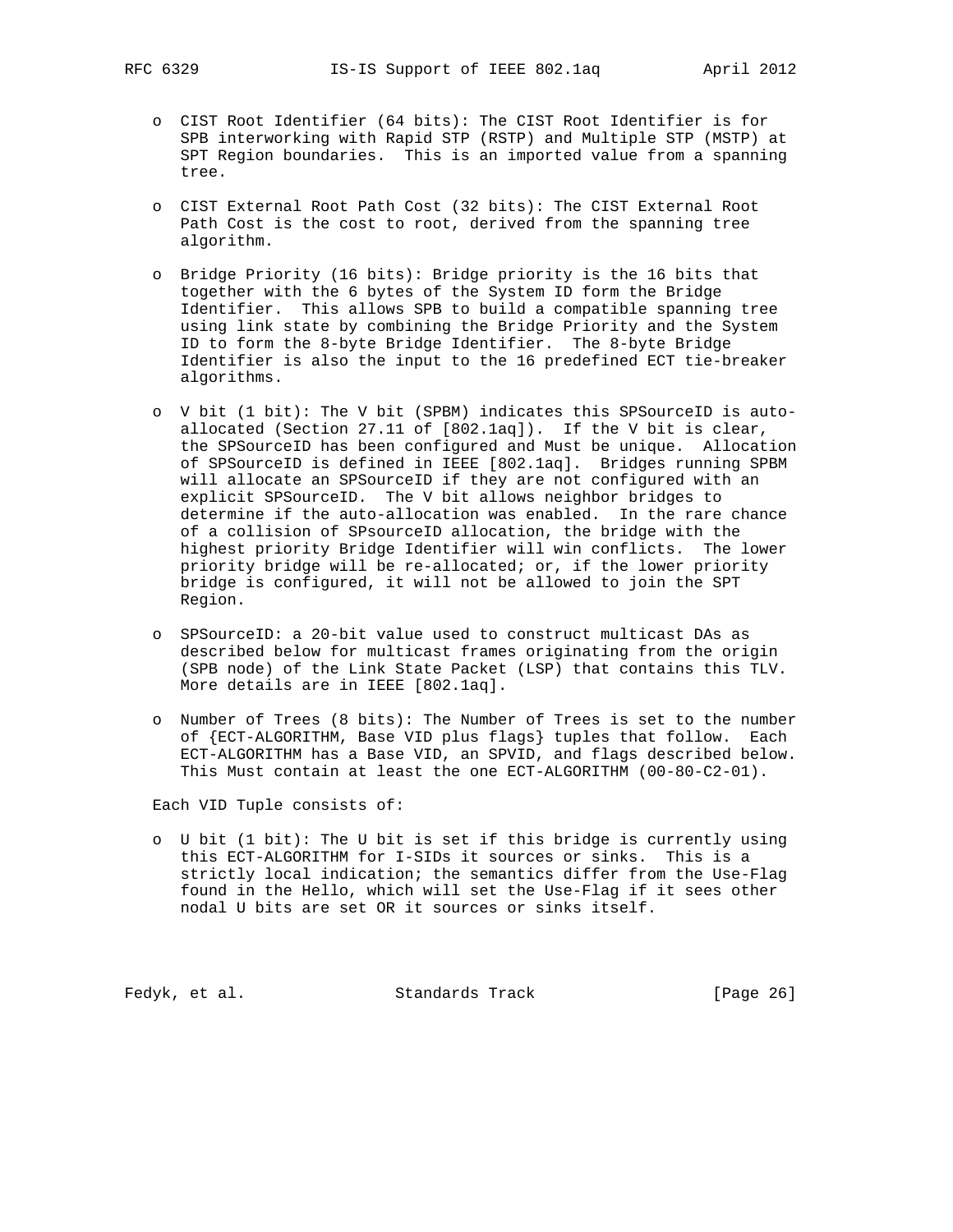- CIST Root Identifier (64 bits): The CIST Root Identifier is for SPB interworking with Rapid STP (RSTP) and Multiple STP (MSTP) at SPT Region boundaries. This is an imported value from a spanning tree.

- CIST External Root Path Cost (32 bits): The CIST External Root Path Cost is the cost to root, derived from the spanning tree algorithm.

- Bridge Priority (16 bits): Bridge priority is the 16 bits that together with the 6 bytes of the System ID form the Bridge Identifier. This allows SPB to build a compatible spanning tree using link state by combining the Bridge Priority and the System ID to form the 8-byte Bridge Identifier. The 8-byte Bridge Identifier is also the input to the 16 predefined ECT tie-breaker algorithms.

- V bit (1 bit): The V bit (SPBM) indicates this SPSourceID is auto-allocated (Section 27.11 of [802.1aq]). If the V bit is clear, the SPSourceID has been configured and Must be unique. Allocation of SPSourceID is defined in IEEE [802.1aq]. Bridges running SPBM will allocate an SPSourceID if they are not configured with an explicit SPSourceID. The V bit allows neighbor bridges to determine if the auto-allocation was enabled. In the rare chance of a collision of SPsourceID allocation, the bridge with the highest priority Bridge Identifier will win conflicts. The lower priority bridge will be re-allocated; or, if the lower priority bridge is configured, it will not be allowed to join the SPT Region.

- SPSourceID: a 20-bit value used to construct multicast DAs as described below for multicast frames originating from the origin (SPB node) of the Link State Packet (LSP) that contains this TLV. More details are in IEEE [802.1aq].

- Number of Trees (8 bits): The Number of Trees is set to the number of {ECT-ALGORITHM, Base VID plus flags} tuples that follow. Each ECT-ALGORITHM has a Base VID, an SPVID, and flags described below. This Must contain at least the one ECT-ALGORITHM (00-80-C2-01).

Each VID Tuple consists of:

- U bit (1 bit): The U bit is set if this bridge is currently using this ECT-ALGORITHM for I-SIDs it sources or sinks. This is a strictly local indication; the semantics differ from the Use-Flag found in the Hello, which will set the Use-Flag if it sees other nodal U bits are set OR it sources or sinks itself.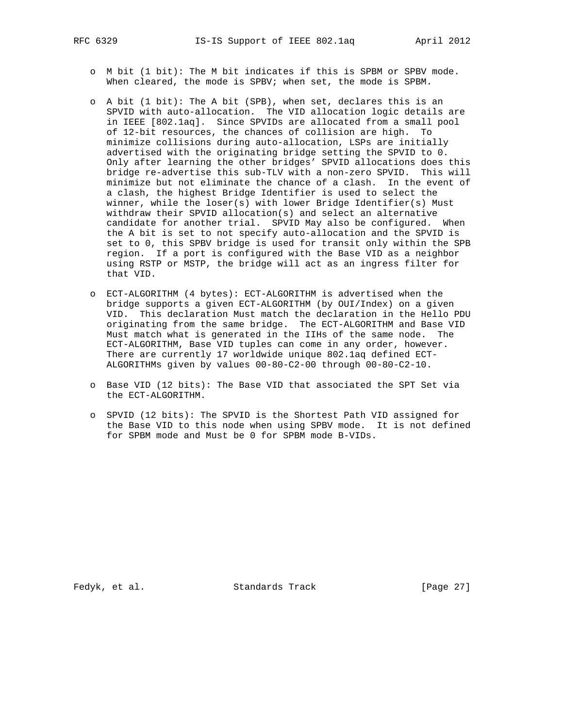- M bit (1 bit): The M bit indicates if this is SPBM or SPBV mode. When cleared, the mode is SPBV; when set, the mode is SPBM.

- A bit (1 bit): The A bit (SPB), when set, declares this is an SPVID with auto-allocation. The VID allocation logic details are in IEEE [802.1aq]. Since SPVIDs are allocated from a small pool of 12-bit resources, the chances of collision are high. To minimize collisions during auto-allocation, LSPs are initially advertised with the originating bridge setting the SPVID to 0. Only after learning the other bridges' SPVID allocations does this bridge re-advertise this sub-TLV with a non-zero SPVID. This will minimize but not eliminate the chance of a clash. In the event of a clash, the highest Bridge Identifier is used to select the winner, while the loser(s) with lower Bridge Identifier(s) Must withdraw their SPVID allocation(s) and select an alternative candidate for another trial. SPVID May also be configured. When the A bit is set to not specify auto-allocation and the SPVID is set to 0, this SPBV bridge is used for transit only within the SPB region. If a port is configured with the Base VID as a neighbor using RSTP or MSTP, the bridge will act as an ingress filter for that VID.

- ECT-ALGORITHM (4 bytes): ECT-ALGORITHM is advertised when the bridge supports a given ECT-ALGORITHM (by OUI/Index) on a given VID. This declaration Must match the declaration in the Hello PDU originating from the same bridge. The ECT-ALGORITHM and Base VID Must match what is generated in the IIHs of the same node. The ECT-ALGORITHM, Base VID tuples can come in any order, however. There are currently 17 worldwide unique 802.1aq defined ECT-ALGORITHMs given by values 00-80-C2-00 through 00-80-C2-10.

- Base VID (12 bits): The Base VID that associated the SPT Set via the ECT-ALGORITHM.

- SPVID (12 bits): The SPVID is the Shortest Path VID assigned for the Base VID to this node when using SPBV mode. It is not defined for SPBM mode and Must be 0 for SPBM mode B-VIDs.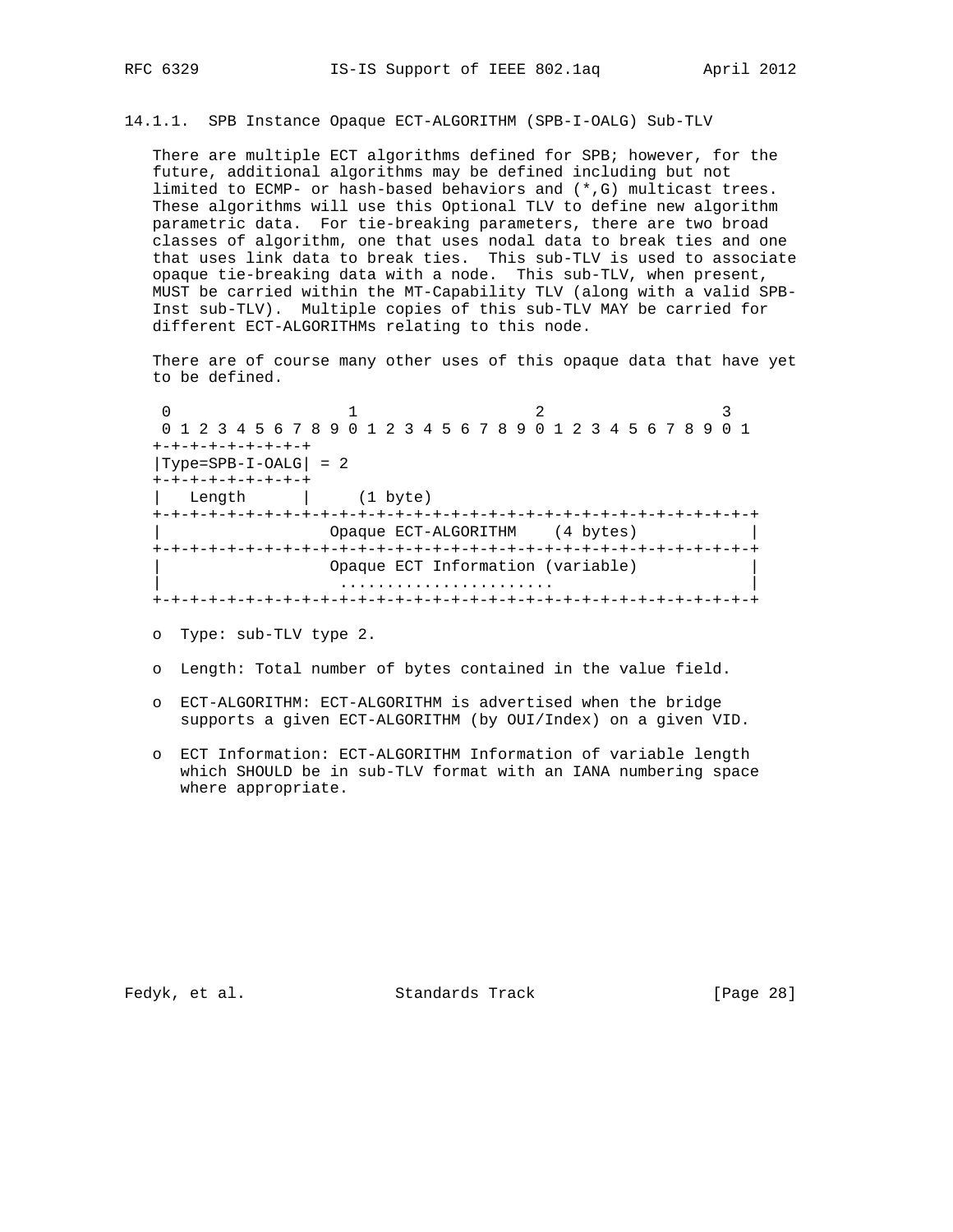### 14.1.1. SPB Instance Opaque ECT-ALGORITHM (SPB-I-OALG) Sub-TLV

There are multiple ECT algorithms defined for SPB; however, for the future, additional algorithms may be defined including but not limited to ECMP- or hash-based behaviors and (*,G) multicast trees. These algorithms will use this Optional TLV to define new algorithm parametric data. For tie-breaking parameters, there are two broad classes of algorithm, one that uses nodal data to break ties and one that uses link data to break ties. This sub-TLV is used to associate opaque tie-breaking data with a node. This sub-TLV, when present, MUST be carried within the MT-Capability TLV (along with a valid SPB-Inst sub-TLV). Multiple copies of this sub-TLV MAY be carried for different ECT-ALGORITHMs relating to this node.

There are of course many other uses of this opaque data that have yet to be defined.

```
 0                   1                   2                   3
 0 1 2 3 4 5 6 7 8 9 0 1 2 3 4 5 6 7 8 9 0 1 2 3 4 5 6 7 8 9 0 1
+-+-+-+-+-+-+-+-+
|Type=SPB-I-OALG| = 2
+-+-+-+-+-+-+-+-+
|   Length      |     (1 byte)
+-+-+-+-+-+-+-+-+-+-+-+-+-+-+-+-+-+-+-+-+-+-+-+-+-+-+-+-+-+-+-+-+
|                 Opaque ECT-ALGORITHM    (4 bytes)             |
+-+-+-+-+-+-+-+-+-+-+-+-+-+-+-+-+-+-+-+-+-+-+-+-+-+-+-+-+-+-+-+-+
|                 Opaque ECT Information (variable)             |
|                  .......................                      |
+-+-+-+-+-+-+-+-+-+-+-+-+-+-+-+-+-+-+-+-+-+-+-+-+-+-+-+-+-+-+-+-+
```

- Type: sub-TLV type 2.
- Length: Total number of bytes contained in the value field.
- ECT-ALGORITHM: ECT-ALGORITHM is advertised when the bridge supports a given ECT-ALGORITHM (by OUI/Index) on a given VID.
- ECT Information: ECT-ALGORITHM Information of variable length which SHOULD be in sub-TLV format with an IANA numbering space where appropriate.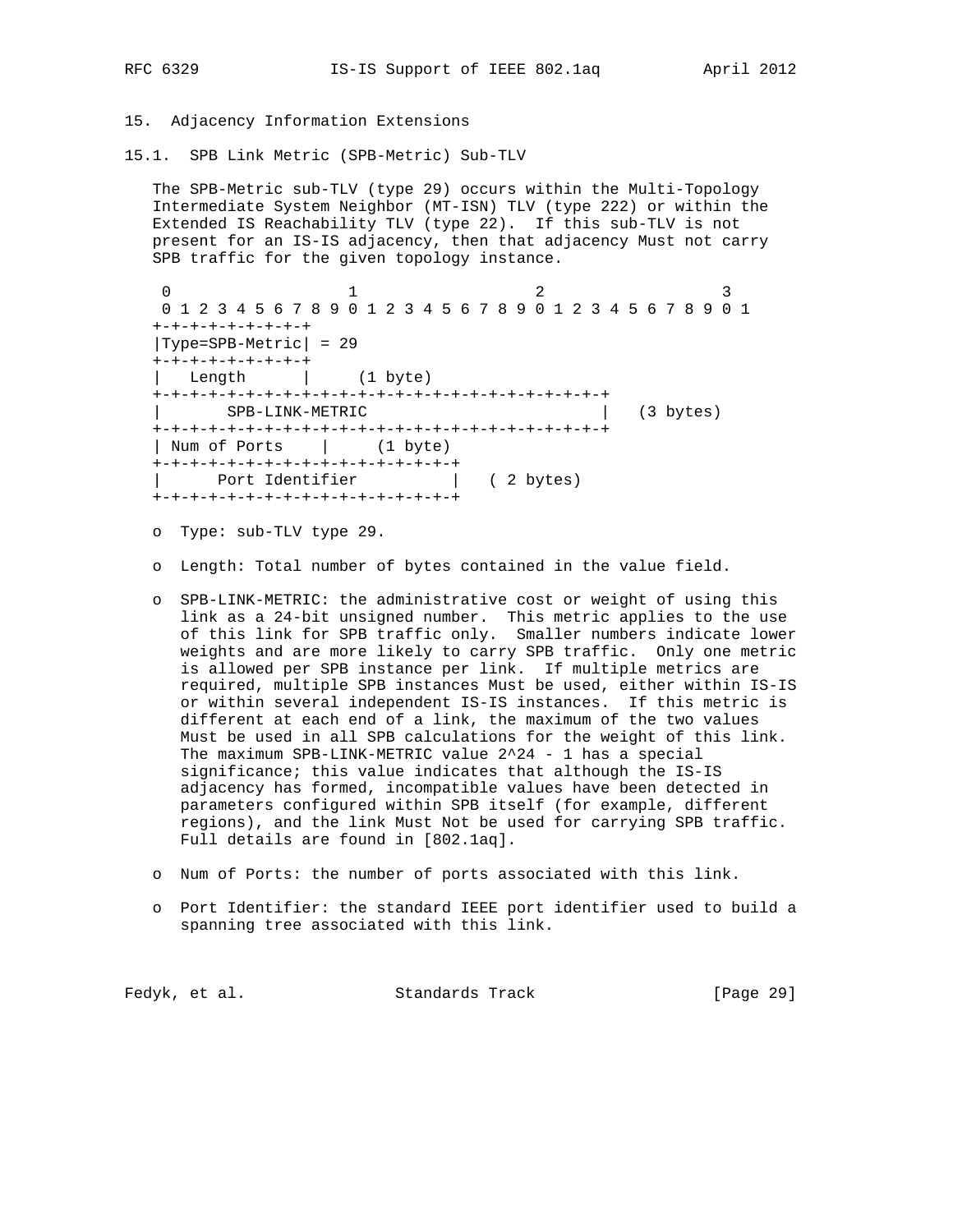## 15. Adjacency Information Extensions

### 15.1. SPB Link Metric (SPB-Metric) Sub-TLV

The SPB-Metric sub-TLV (type 29) occurs within the Multi-Topology Intermediate System Neighbor (MT-ISN) TLV (type 222) or within the Extended IS Reachability TLV (type 22). If this sub-TLV is not present for an IS-IS adjacency, then that adjacency Must not carry SPB traffic for the given topology instance.

```
 0                   1                   2                   3
 0 1 2 3 4 5 6 7 8 9 0 1 2 3 4 5 6 7 8 9 0 1 2 3 4 5 6 7 8 9 0 1
+-+-+-+-+-+-+-+-+
|Type=SPB-Metric| = 29
+-+-+-+-+-+-+-+-+
|   Length      |     (1 byte)
+-+-+-+-+-+-+-+-+-+-+-+-+-+-+-+-+-+-+-+-+-+-+-+-+-+-+-+-+-+-+-+-+
|       SPB-LINK-METRIC                         |   (3 bytes)
+-+-+-+-+-+-+-+-+-+-+-+-+-+-+-+-+-+-+-+-+-+-+-+-+-+-+-+-+-+-+-+-+
| Num of Ports    |     (1 byte)
+-+-+-+-+-+-+-+-+-+-+-+-+-+-+-+-+-+-+-+-+-+-+
|      Port Identifier          |   ( 2 bytes)
+-+-+-+-+-+-+-+-+-+-+-+-+-+-+-+-+-+-+-+-+-+-+
```

- Type: sub-TLV type 29.
- Length: Total number of bytes contained in the value field.
- SPB-LINK-METRIC: the administrative cost or weight of using this link as a 24-bit unsigned number. This metric applies to the use of this link for SPB traffic only. Smaller numbers indicate lower weights and are more likely to carry SPB traffic. Only one metric is allowed per SPB instance per link. If multiple metrics are required, multiple SPB instances Must be used, either within IS-IS or within several independent IS-IS instances. If this metric is different at each end of a link, the maximum of the two values Must be used in all SPB calculations for the weight of this link. The maximum SPB-LINK-METRIC value 2^24 - 1 has a special significance; this value indicates that although the IS-IS adjacency has formed, incompatible values have been detected in parameters configured within SPB itself (for example, different regions), and the link Must Not be used for carrying SPB traffic. Full details are found in [802.1aq].
- Num of Ports: the number of ports associated with this link.
- Port Identifier: the standard IEEE port identifier used to build a spanning tree associated with this link.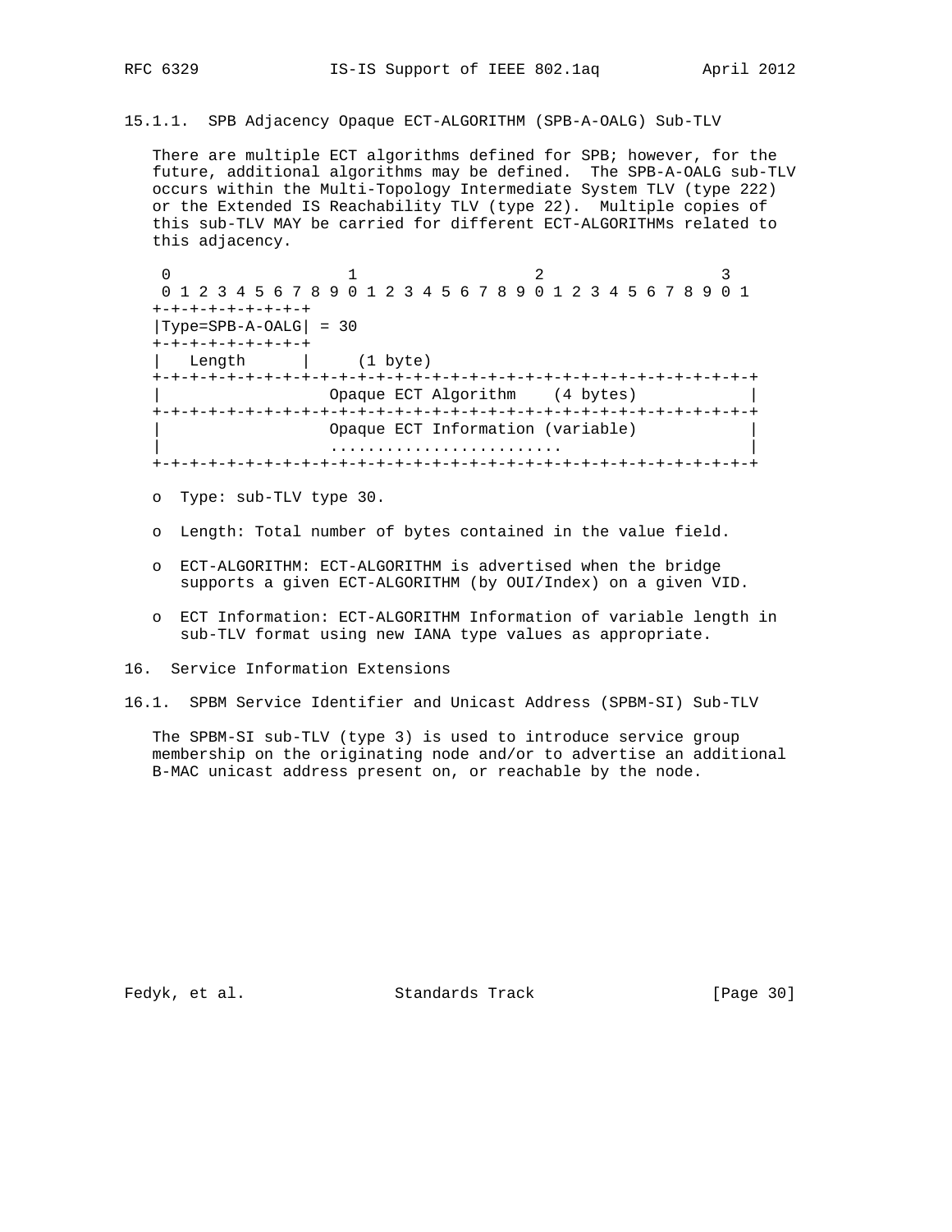### 15.1.1. SPB Adjacency Opaque ECT-ALGORITHM (SPB-A-OALG) Sub-TLV

There are multiple ECT algorithms defined for SPB; however, for the future, additional algorithms may be defined. The SPB-A-OALG sub-TLV occurs within the Multi-Topology Intermediate System TLV (type 222) or the Extended IS Reachability TLV (type 22). Multiple copies of this sub-TLV MAY be carried for different ECT-ALGORITHMs related to this adjacency.

```
 0                   1                   2                   3
 0 1 2 3 4 5 6 7 8 9 0 1 2 3 4 5 6 7 8 9 0 1 2 3 4 5 6 7 8 9 0 1
+-+-+-+-+-+-+-+-+
|Type=SPB-A-OALG| = 30
+-+-+-+-+-+-+-+-+
|   Length      |     (1 byte)
+-+-+-+-+-+-+-+-+-+-+-+-+-+-+-+-+-+-+-+-+-+-+-+-+-+-+-+-+-+-+-+-+
|                  Opaque ECT Algorithm    (4 bytes)            |
+-+-+-+-+-+-+-+-+-+-+-+-+-+-+-+-+-+-+-+-+-+-+-+-+-+-+-+-+-+-+-+-+
|                  Opaque ECT Information (variable)            |
|                  .........................                    |
+-+-+-+-+-+-+-+-+-+-+-+-+-+-+-+-+-+-+-+-+-+-+-+-+-+-+-+-+-+-+-+-+
```

- Type: sub-TLV type 30.
- Length: Total number of bytes contained in the value field.
- ECT-ALGORITHM: ECT-ALGORITHM is advertised when the bridge supports a given ECT-ALGORITHM (by OUI/Index) on a given VID.
- ECT Information: ECT-ALGORITHM Information of variable length in sub-TLV format using new IANA type values as appropriate.

# 16. Service Information Extensions

## 16.1. SPBM Service Identifier and Unicast Address (SPBM-SI) Sub-TLV

The SPBM-SI sub-TLV (type 3) is used to introduce service group membership on the originating node and/or to advertise an additional B-MAC unicast address present on, or reachable by the node.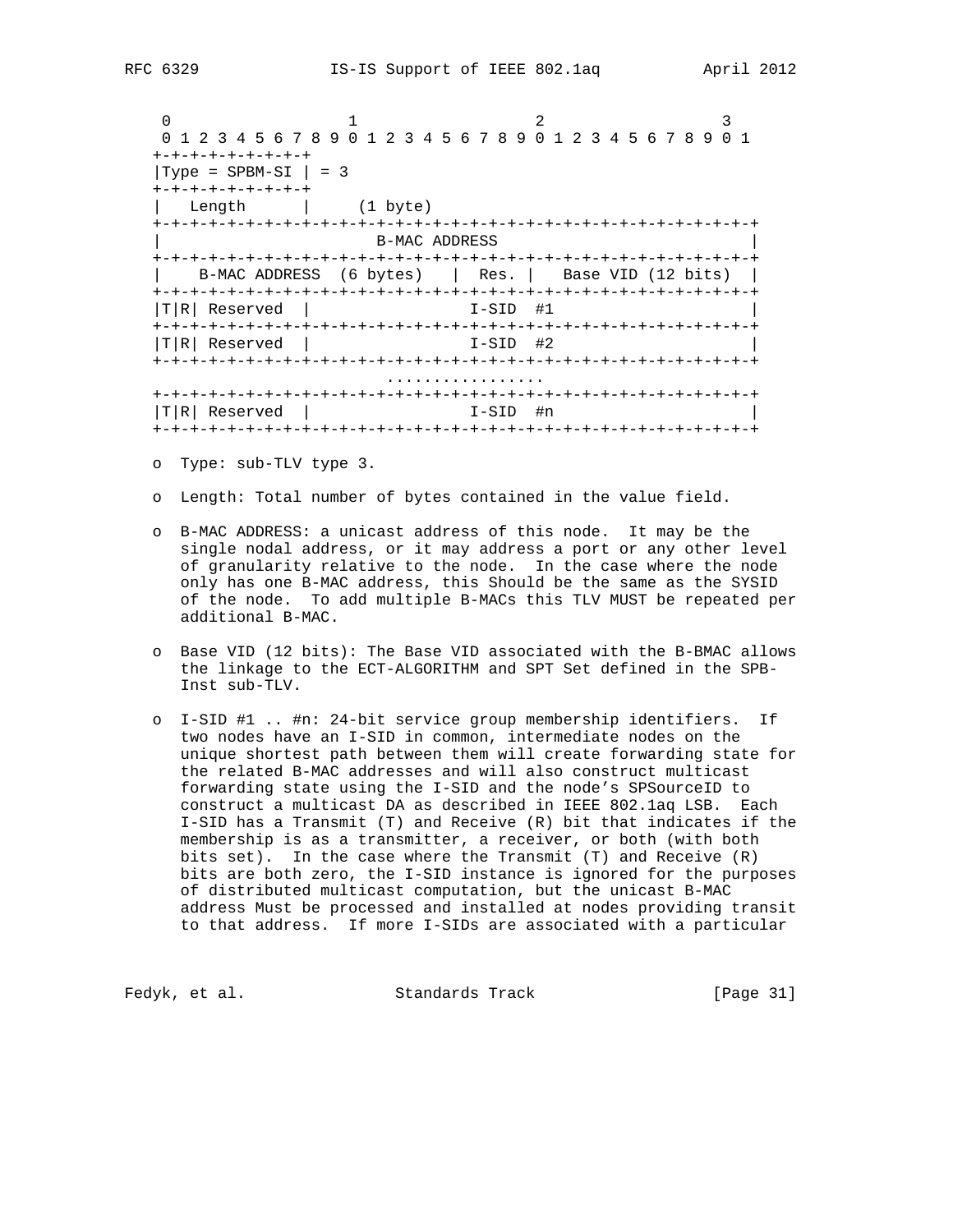```
 0                   1                   2                   3
 0 1 2 3 4 5 6 7 8 9 0 1 2 3 4 5 6 7 8 9 0 1 2 3 4 5 6 7 8 9 0 1
+-+-+-+-+-+-+-+-+
|Type = SPBM-SI | = 3
+-+-+-+-+-+-+-+-+
|   Length      |     (1 byte)
+-+-+-+-+-+-+-+-+-+-+-+-+-+-+-+-+-+-+-+-+-+-+-+-+-+-+-+-+-+-+-+-+
|                        B-MAC ADDRESS                          |
+-+-+-+-+-+-+-+-+-+-+-+-+-+-+-+-+-+-+-+-+-+-+-+-+-+-+-+-+-+-+-+-+
|    B-MAC ADDRESS  (6 bytes)   |  Res. |   Base VID (12 bits)  |
+-+-+-+-+-+-+-+-+-+-+-+-+-+-+-+-+-+-+-+-+-+-+-+-+-+-+-+-+-+-+-+-+
|T|R| Reserved  |                 I-SID  #1                     |
+-+-+-+-+-+-+-+-+-+-+-+-+-+-+-+-+-+-+-+-+-+-+-+-+-+-+-+-+-+-+-+-+
|T|R| Reserved  |                 I-SID  #2                     |
+-+-+-+-+-+-+-+-+-+-+-+-+-+-+-+-+-+-+-+-+-+-+-+-+-+-+-+-+-+-+-+-+
                        ................
+-+-+-+-+-+-+-+-+-+-+-+-+-+-+-+-+-+-+-+-+-+-+-+-+-+-+-+-+-+-+-+-+
|T|R| Reserved  |                 I-SID  #n                     |
+-+-+-+-+-+-+-+-+-+-+-+-+-+-+-+-+-+-+-+-+-+-+-+-+-+-+-+-+-+-+-+-+
```

- Type: sub-TLV type 3.

- Length: Total number of bytes contained in the value field.

- B-MAC ADDRESS: a unicast address of this node. It may be the single nodal address, or it may address a port or any other level of granularity relative to the node. In the case where the node only has one B-MAC address, this Should be the same as the SYSID of the node. To add multiple B-MACs this TLV MUST be repeated per additional B-MAC.

- Base VID (12 bits): The Base VID associated with the B-BMAC allows the linkage to the ECT-ALGORITHM and SPT Set defined in the SPB-Inst sub-TLV.

- I-SID #1 .. #n: 24-bit service group membership identifiers. If two nodes have an I-SID in common, intermediate nodes on the unique shortest path between them will create forwarding state for the related B-MAC addresses and will also construct multicast forwarding state using the I-SID and the node's SPSourceID to construct a multicast DA as described in IEEE 802.1aq LSB. Each I-SID has a Transmit (T) and Receive (R) bit that indicates if the membership is as a transmitter, a receiver, or both (with both bits set). In the case where the Transmit (T) and Receive (R) bits are both zero, the I-SID instance is ignored for the purposes of distributed multicast computation, but the unicast B-MAC address Must be processed and installed at nodes providing transit to that address. If more I-SIDs are associated with a particular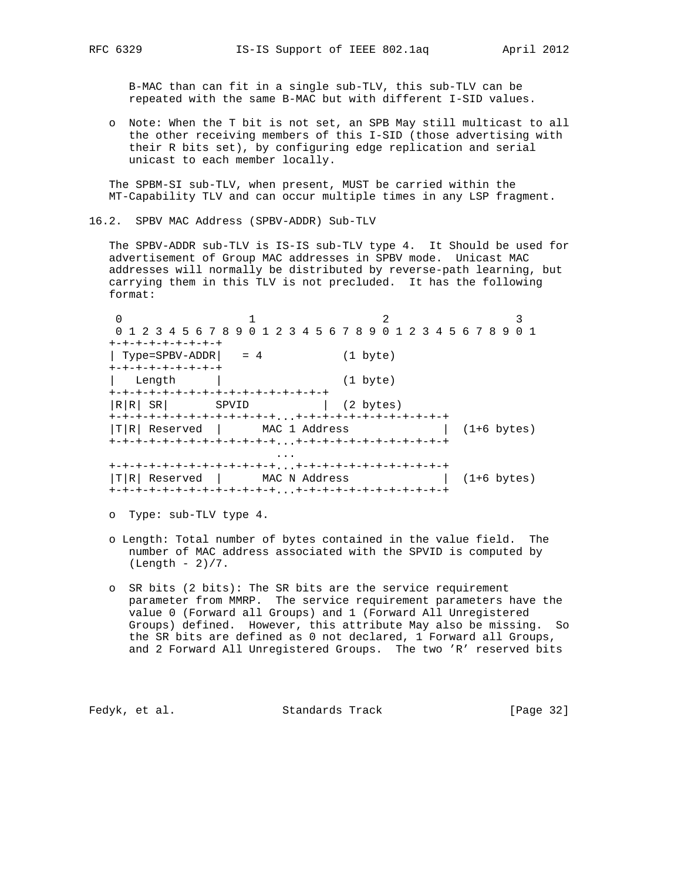B-MAC than can fit in a single sub-TLV, this sub-TLV can be repeated with the same B-MAC but with different I-SID values.

- Note: When the T bit is not set, an SPB May still multicast to all the other receiving members of this I-SID (those advertising with their R bits set), by configuring edge replication and serial unicast to each member locally.

The SPBM-SI sub-TLV, when present, MUST be carried within the MT-Capability TLV and can occur multiple times in any LSP fragment.

## 16.2. SPBV MAC Address (SPBV-ADDR) Sub-TLV

The SPBV-ADDR sub-TLV is IS-IS sub-TLV type 4. It Should be used for advertisement of Group MAC addresses in SPBV mode. Unicast MAC addresses will normally be distributed by reverse-path learning, but carrying them in this TLV is not precluded. It has the following format:

```
 0                   1                   2                   3
 0 1 2 3 4 5 6 7 8 9 0 1 2 3 4 5 6 7 8 9 0 1 2 3 4 5 6 7 8 9 0 1
+-+-+-+-+-+-+-+-+
| Type=SPBV-ADDR|   = 4           (1 byte)
+-+-+-+-+-+-+-+-+
|   Length      |                 (1 byte)
+-+-+-+-+-+-+-+-+-+-+-+-+-+-+-+-+
|R|R| SR|       SPVID           |  (2 bytes)
+-+-+-+-+-+-+-+-+-+-+-+-+-+...+-+-+-+-+-+-+-+-+-+-+-+-+
|T|R| Reserved  |      MAC 1 Address              |  (1+6 bytes)
+-+-+-+-+-+-+-+-+-+-+-+-+-+...+-+-+-+-+-+-+-+-+-+-+-+-+
                           ...
+-+-+-+-+-+-+-+-+-+-+-+-+-+...+-+-+-+-+-+-+-+-+-+-+-+-+
|T|R| Reserved  |      MAC N Address              |  (1+6 bytes)
+-+-+-+-+-+-+-+-+-+-+-+-+-+...+-+-+-+-+-+-+-+-+-+-+-+-+
```

- Type: sub-TLV type 4.

- Length: Total number of bytes contained in the value field. The number of MAC address associated with the SPVID is computed by (Length - 2)/7.

- SR bits (2 bits): The SR bits are the service requirement parameter from MMRP. The service requirement parameters have the value 0 (Forward all Groups) and 1 (Forward All Unregistered Groups) defined. However, this attribute May also be missing. So the SR bits are defined as 0 not declared, 1 Forward all Groups, and 2 Forward All Unregistered Groups. The two 'R' reserved bits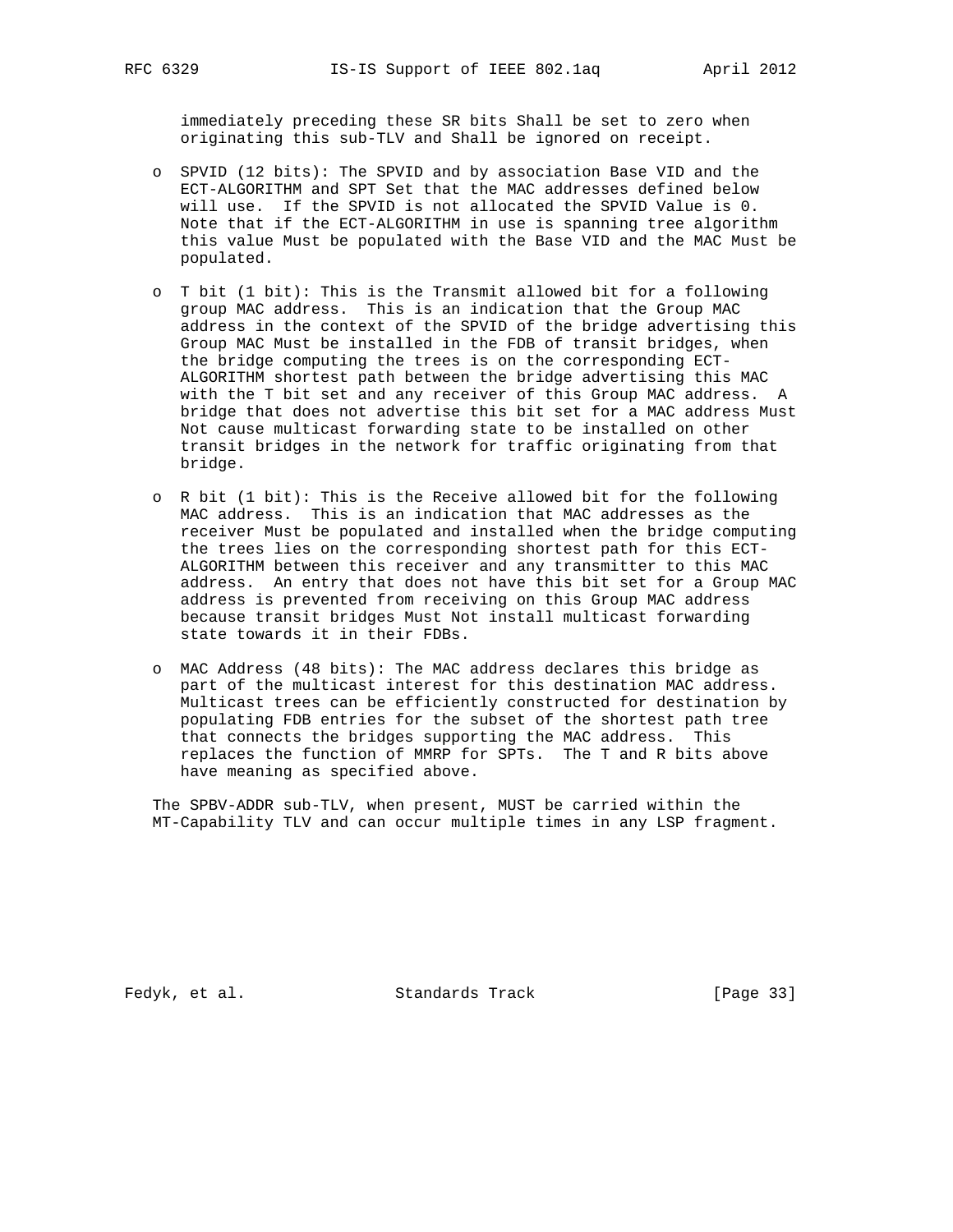immediately preceding these SR bits Shall be set to zero when originating this sub-TLV and Shall be ignored on receipt.

- SPVID (12 bits): The SPVID and by association Base VID and the ECT-ALGORITHM and SPT Set that the MAC addresses defined below will use. If the SPVID is not allocated the SPVID Value is 0. Note that if the ECT-ALGORITHM in use is spanning tree algorithm this value Must be populated with the Base VID and the MAC Must be populated.

- T bit (1 bit): This is the Transmit allowed bit for a following group MAC address. This is an indication that the Group MAC address in the context of the SPVID of the bridge advertising this Group MAC Must be installed in the FDB of transit bridges, when the bridge computing the trees is on the corresponding ECT-ALGORITHM shortest path between the bridge advertising this MAC with the T bit set and any receiver of this Group MAC address. A bridge that does not advertise this bit set for a MAC address Must Not cause multicast forwarding state to be installed on other transit bridges in the network for traffic originating from that bridge.

- R bit (1 bit): This is the Receive allowed bit for the following MAC address. This is an indication that MAC addresses as the receiver Must be populated and installed when the bridge computing the trees lies on the corresponding shortest path for this ECT-ALGORITHM between this receiver and any transmitter to this MAC address. An entry that does not have this bit set for a Group MAC address is prevented from receiving on this Group MAC address because transit bridges Must Not install multicast forwarding state towards it in their FDBs.

- MAC Address (48 bits): The MAC address declares this bridge as part of the multicast interest for this destination MAC address. Multicast trees can be efficiently constructed for destination by populating FDB entries for the subset of the shortest path tree that connects the bridges supporting the MAC address. This replaces the function of MMRP for SPTs. The T and R bits above have meaning as specified above.

The SPBV-ADDR sub-TLV, when present, MUST be carried within the MT-Capability TLV and can occur multiple times in any LSP fragment.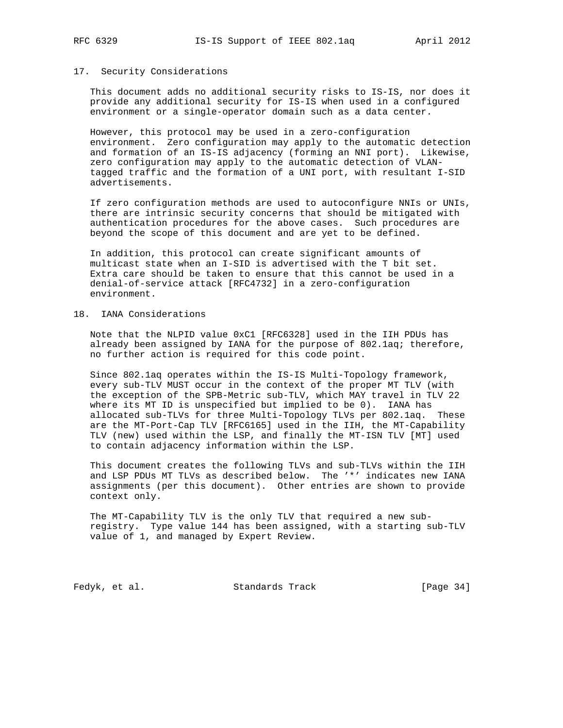## 17. Security Considerations

This document adds no additional security risks to IS-IS, nor does it provide any additional security for IS-IS when used in a configured environment or a single-operator domain such as a data center.

However, this protocol may be used in a zero-configuration environment. Zero configuration may apply to the automatic detection and formation of an IS-IS adjacency (forming an NNI port). Likewise, zero configuration may apply to the automatic detection of VLAN-tagged traffic and the formation of a UNI port, with resultant I-SID advertisements.

If zero configuration methods are used to autoconfigure NNIs or UNIs, there are intrinsic security concerns that should be mitigated with authentication procedures for the above cases. Such procedures are beyond the scope of this document and are yet to be defined.

In addition, this protocol can create significant amounts of multicast state when an I-SID is advertised with the T bit set. Extra care should be taken to ensure that this cannot be used in a denial-of-service attack [RFC4732] in a zero-configuration environment.

## 18. IANA Considerations

Note that the NLPID value 0xC1 [RFC6328] used in the IIH PDUs has already been assigned by IANA for the purpose of 802.1aq; therefore, no further action is required for this code point.

Since 802.1aq operates within the IS-IS Multi-Topology framework, every sub-TLV MUST occur in the context of the proper MT TLV (with the exception of the SPB-Metric sub-TLV, which MAY travel in TLV 22 where its MT ID is unspecified but implied to be 0). IANA has allocated sub-TLVs for three Multi-Topology TLVs per 802.1aq. These are the MT-Port-Cap TLV [RFC6165] used in the IIH, the MT-Capability TLV (new) used within the LSP, and finally the MT-ISN TLV [MT] used to contain adjacency information within the LSP.

This document creates the following TLVs and sub-TLVs within the IIH and LSP PDUs MT TLVs as described below. The '*' indicates new IANA assignments (per this document). Other entries are shown to provide context only.

The MT-Capability TLV is the only TLV that required a new sub-registry. Type value 144 has been assigned, with a starting sub-TLV value of 1, and managed by Expert Review.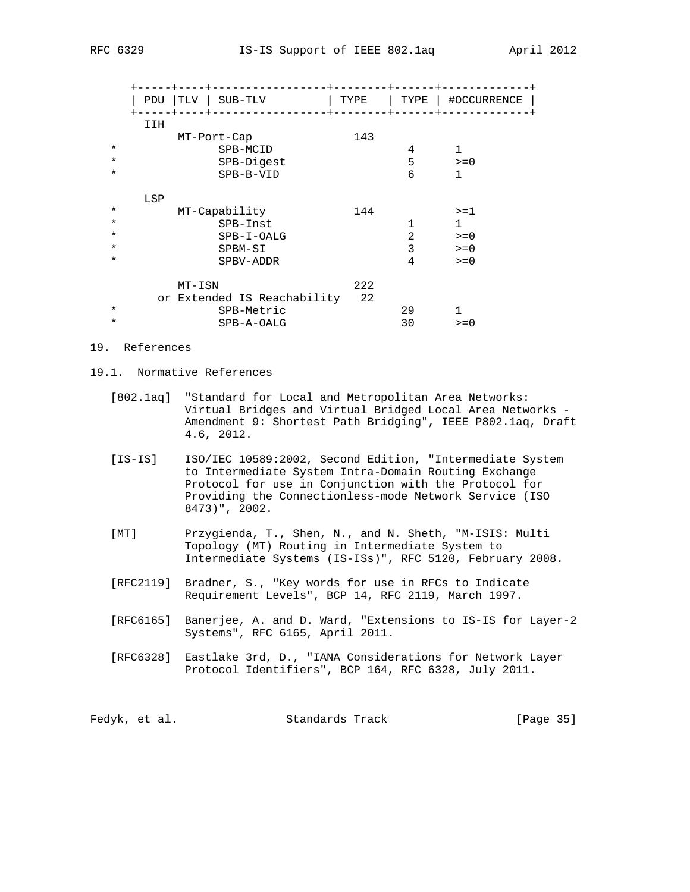```
   +-----+----+-----------------+--------+------+-------------+
   | PDU |TLV | SUB-TLV         | TYPE   | TYPE | #OCCURRENCE |
   +-----+----+-----------------+--------+------+-------------+
     IIH
          MT-Port-Cap              143
*                SPB-MCID                   4      1
*                SPB-Digest                 5      >=0
*                SPB-B-VID                  6      1

     LSP
*         MT-Capability            144             >=1
*                SPB-Inst                   1      1
*                SPB-I-OALG                 2      >=0
*                SPBM-SI                    3      >=0
*                SPBV-ADDR                  4      >=0

          MT-ISN                   222
       or Extended IS Reachability  22
*                SPB-Metric                29      1
*                SPB-A-OALG                30      >=0
```

## 19. References

### 19.1. Normative References

[802.1aq] "Standard for Local and Metropolitan Area Networks: Virtual Bridges and Virtual Bridged Local Area Networks - Amendment 9: Shortest Path Bridging", IEEE P802.1aq, Draft 4.6, 2012.

[IS-IS] ISO/IEC 10589:2002, Second Edition, "Intermediate System to Intermediate System Intra-Domain Routing Exchange Protocol for use in Conjunction with the Protocol for Providing the Connectionless-mode Network Service (ISO 8473)", 2002.

[MT] Przygienda, T., Shen, N., and N. Sheth, "M-ISIS: Multi Topology (MT) Routing in Intermediate System to Intermediate Systems (IS-ISs)", RFC 5120, February 2008.

[RFC2119] Bradner, S., "Key words for use in RFCs to Indicate Requirement Levels", BCP 14, RFC 2119, March 1997.

[RFC6165] Banerjee, A. and D. Ward, "Extensions to IS-IS for Layer-2 Systems", RFC 6165, April 2011.

[RFC6328] Eastlake 3rd, D., "IANA Considerations for Network Layer Protocol Identifiers", BCP 164, RFC 6328, July 2011.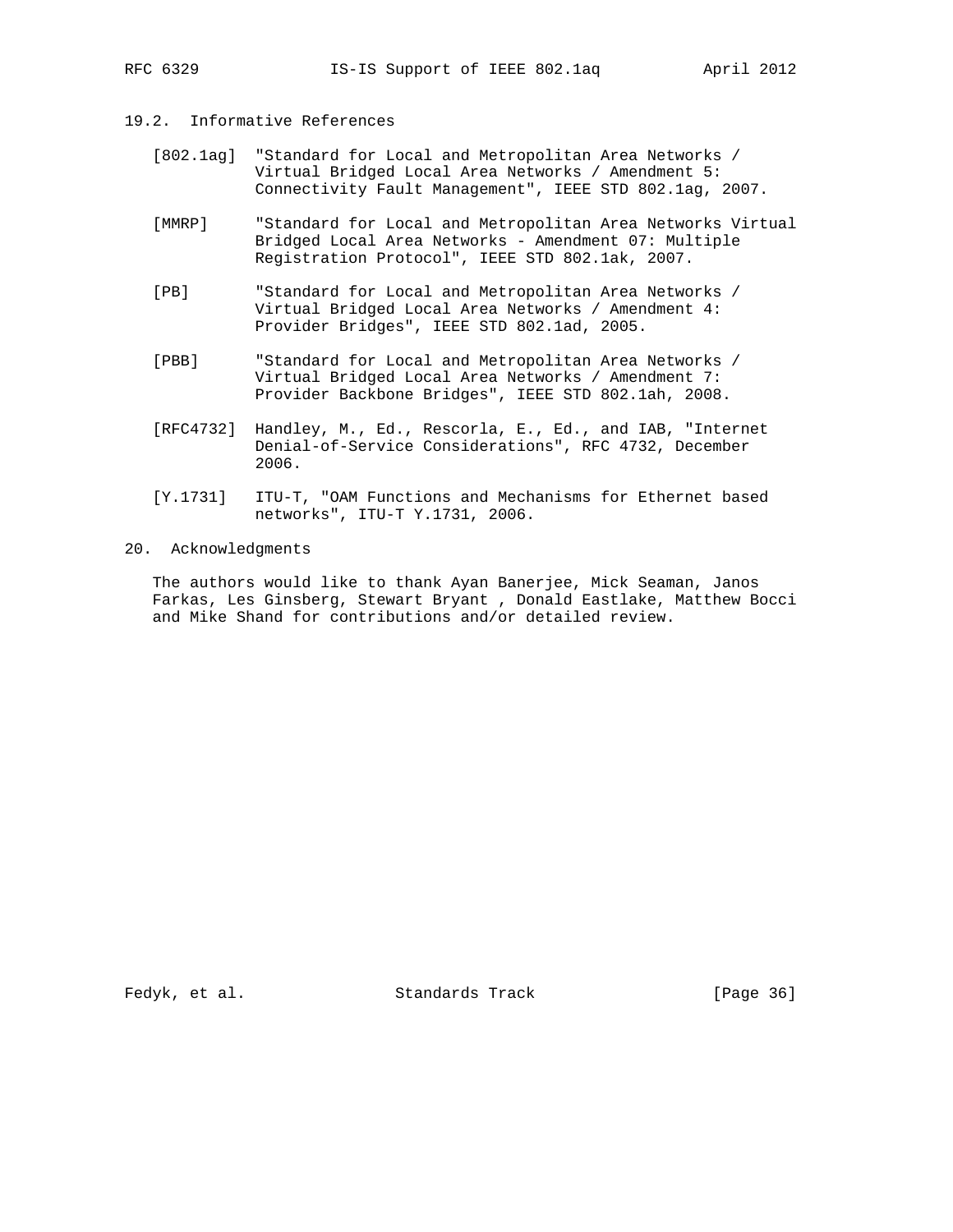## 19.2. Informative References

[802.1ag] "Standard for Local and Metropolitan Area Networks / Virtual Bridged Local Area Networks / Amendment 5: Connectivity Fault Management", IEEE STD 802.1ag, 2007.

[MMRP] "Standard for Local and Metropolitan Area Networks Virtual Bridged Local Area Networks - Amendment 07: Multiple Registration Protocol", IEEE STD 802.1ak, 2007.

[PB] "Standard for Local and Metropolitan Area Networks / Virtual Bridged Local Area Networks / Amendment 4: Provider Bridges", IEEE STD 802.1ad, 2005.

[PBB] "Standard for Local and Metropolitan Area Networks / Virtual Bridged Local Area Networks / Amendment 7: Provider Backbone Bridges", IEEE STD 802.1ah, 2008.

[RFC4732] Handley, M., Ed., Rescorla, E., Ed., and IAB, "Internet Denial-of-Service Considerations", RFC 4732, December 2006.

[Y.1731] ITU-T, "OAM Functions and Mechanisms for Ethernet based networks", ITU-T Y.1731, 2006.

# 20. Acknowledgments

The authors would like to thank Ayan Banerjee, Mick Seaman, Janos Farkas, Les Ginsberg, Stewart Bryant , Donald Eastlake, Matthew Bocci and Mike Shand for contributions and/or detailed review.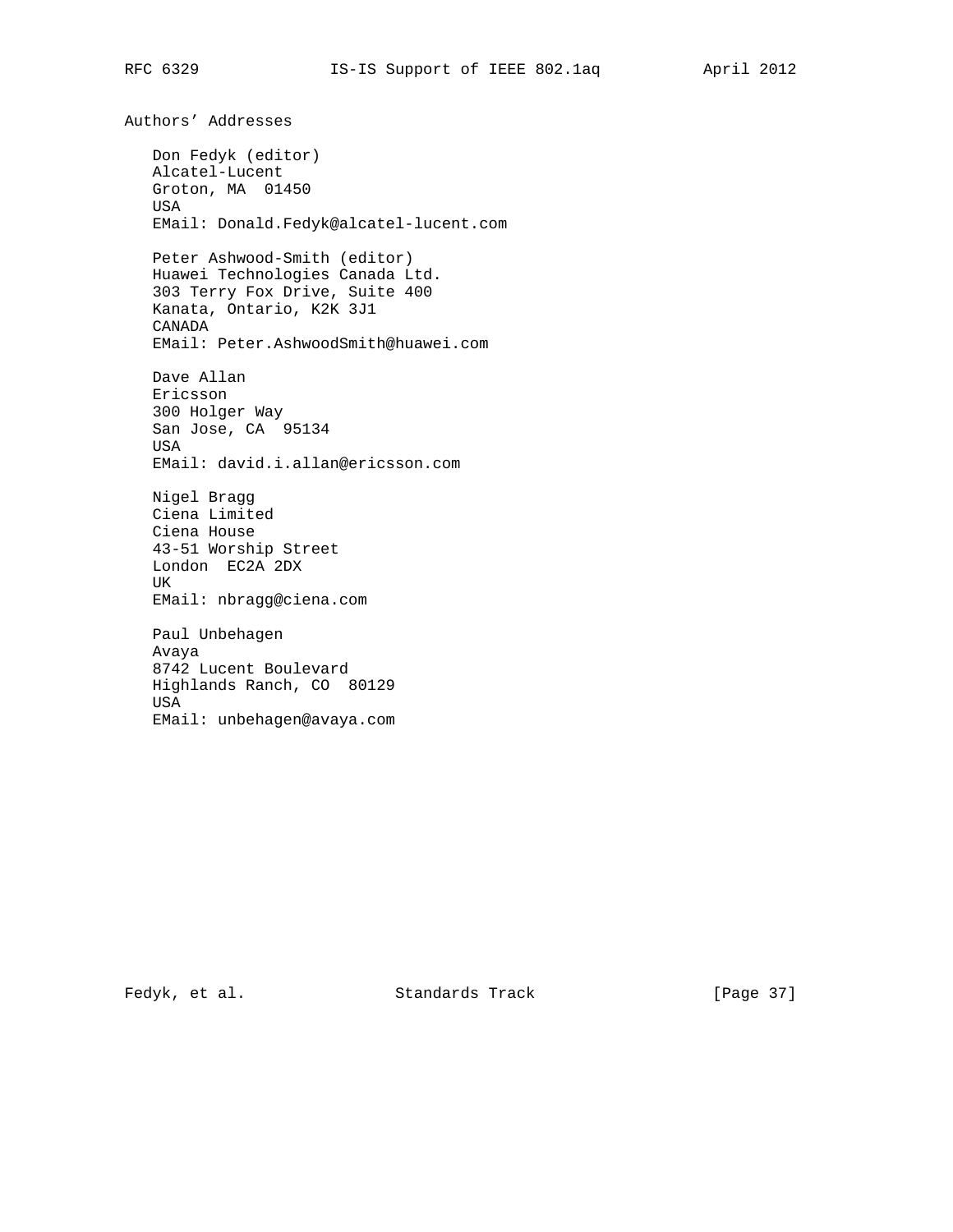## Authors' Addresses

Don Fedyk (editor)
Alcatel-Lucent
Groton, MA  01450
USA
EMail: Donald.Fedyk@alcatel-lucent.com

Peter Ashwood-Smith (editor)
Huawei Technologies Canada Ltd.
303 Terry Fox Drive, Suite 400
Kanata, Ontario, K2K 3J1
CANADA
EMail: Peter.AshwoodSmith@huawei.com

Dave Allan
Ericsson
300 Holger Way
San Jose, CA  95134
USA
EMail: david.i.allan@ericsson.com

Nigel Bragg
Ciena Limited
Ciena House
43-51 Worship Street
London  EC2A 2DX
UK
EMail: nbragg@ciena.com

Paul Unbehagen
Avaya
8742 Lucent Boulevard
Highlands Ranch, CO  80129
USA
EMail: unbehagen@avaya.com